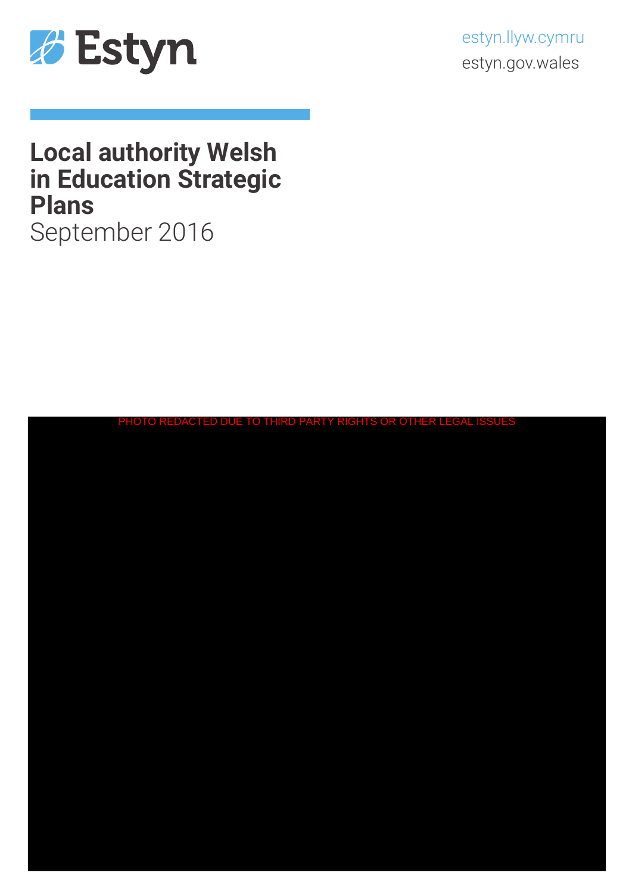Estyn

estyn.llyw.cymru

estyn.gov.wales

# Local authority Welsh in Education Strategic Plans

September 2016

PHOTO REDACTED DUE TO THIRD PARTY RIGHTS OR OTHER LEGAL ISSUES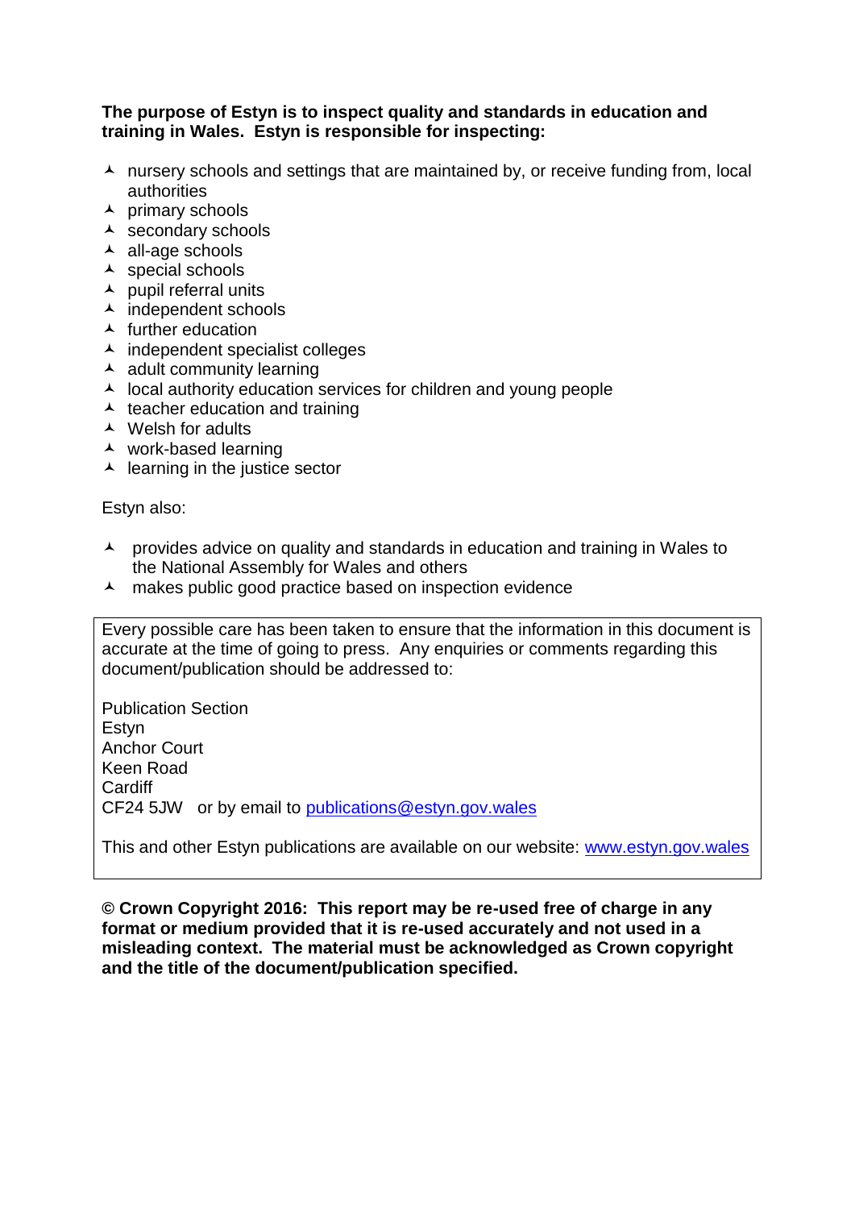**The purpose of Estyn is to inspect quality and standards in education and training in Wales. Estyn is responsible for inspecting:**

- nursery schools and settings that are maintained by, or receive funding from, local authorities
- primary schools
- secondary schools
- all-age schools
- special schools
- pupil referral units
- independent schools
- further education
- independent specialist colleges
- adult community learning
- local authority education services for children and young people
- teacher education and training
- Welsh for adults
- work-based learning
- learning in the justice sector

Estyn also:

- provides advice on quality and standards in education and training in Wales to the National Assembly for Wales and others
- makes public good practice based on inspection evidence

Every possible care has been taken to ensure that the information in this document is accurate at the time of going to press. Any enquiries or comments regarding this document/publication should be addressed to:

Publication Section
Estyn
Anchor Court
Keen Road
Cardiff
CF24 5JW or by email to publications@estyn.gov.wales

This and other Estyn publications are available on our website: www.estyn.gov.wales

**© Crown Copyright 2016: This report may be re-used free of charge in any format or medium provided that it is re-used accurately and not used in a misleading context. The material must be acknowledged as Crown copyright and the title of the document/publication specified.**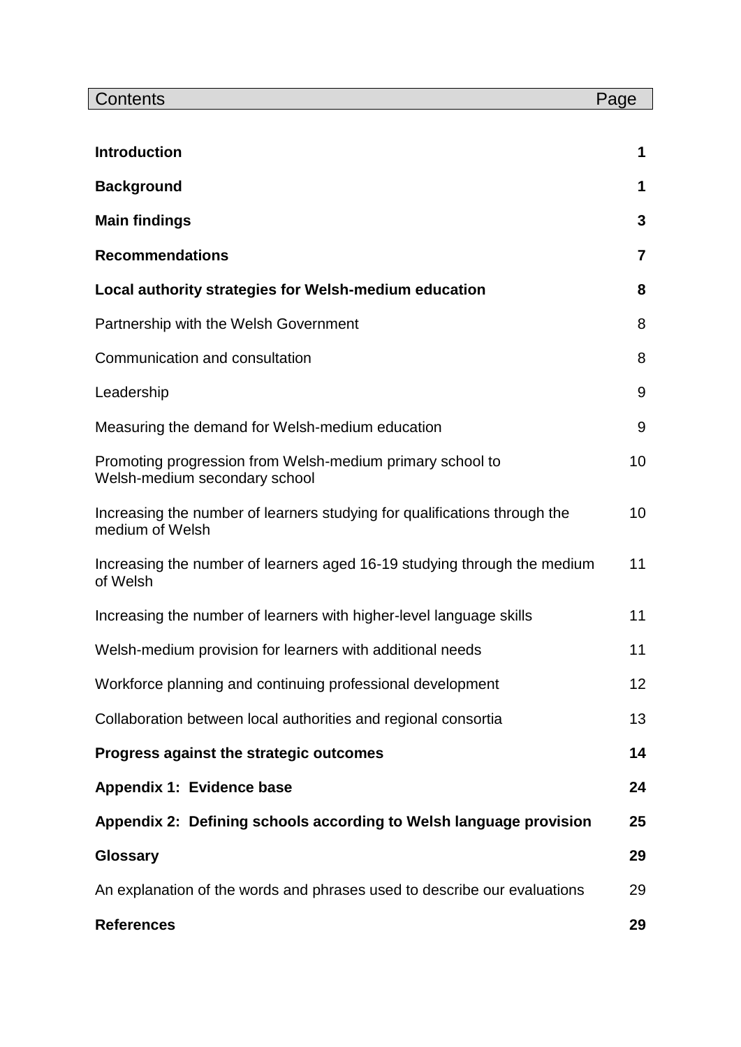| Contents | Page |
| --- | --- |
| **Introduction** | **1** |
| **Background** | **1** |
| **Main findings** | **3** |
| **Recommendations** | **7** |
| **Local authority strategies for Welsh-medium education** | **8** |
| Partnership with the Welsh Government | 8 |
| Communication and consultation | 8 |
| Leadership | 9 |
| Measuring the demand for Welsh-medium education | 9 |
| Promoting progression from Welsh-medium primary school to Welsh-medium secondary school | 10 |
| Increasing the number of learners studying for qualifications through the medium of Welsh | 10 |
| Increasing the number of learners aged 16-19 studying through the medium of Welsh | 11 |
| Increasing the number of learners with higher-level language skills | 11 |
| Welsh-medium provision for learners with additional needs | 11 |
| Workforce planning and continuing professional development | 12 |
| Collaboration between local authorities and regional consortia | 13 |
| **Progress against the strategic outcomes** | **14** |
| **Appendix 1: Evidence base** | **24** |
| **Appendix 2: Defining schools according to Welsh language provision** | **25** |
| **Glossary** | **29** |
| An explanation of the words and phrases used to describe our evaluations | 29 |
| **References** | **29** |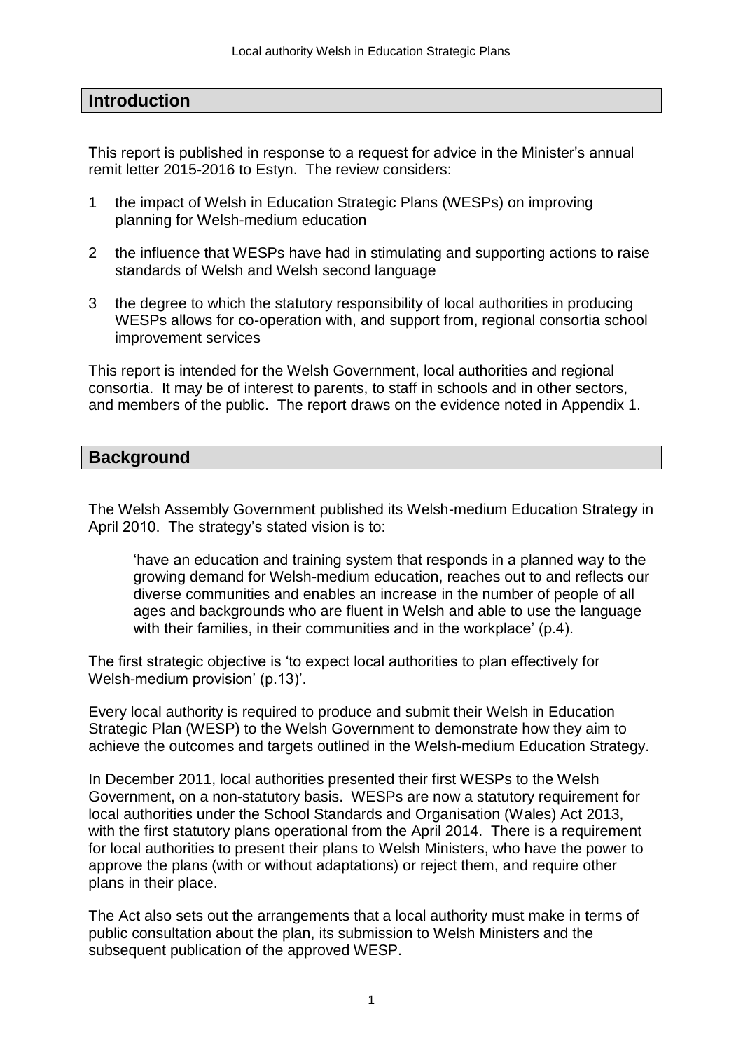## Introduction

This report is published in response to a request for advice in the Minister's annual remit letter 2015-2016 to Estyn. The review considers:

1. the impact of Welsh in Education Strategic Plans (WESPs) on improving planning for Welsh-medium education
2. the influence that WESPs have had in stimulating and supporting actions to raise standards of Welsh and Welsh second language
3. the degree to which the statutory responsibility of local authorities in producing WESPs allows for co-operation with, and support from, regional consortia school improvement services

This report is intended for the Welsh Government, local authorities and regional consortia. It may be of interest to parents, to staff in schools and in other sectors, and members of the public. The report draws on the evidence noted in Appendix 1.

## Background

The Welsh Assembly Government published its Welsh-medium Education Strategy in April 2010. The strategy's stated vision is to:

> 'have an education and training system that responds in a planned way to the growing demand for Welsh-medium education, reaches out to and reflects our diverse communities and enables an increase in the number of people of all ages and backgrounds who are fluent in Welsh and able to use the language with their families, in their communities and in the workplace' (p.4).

The first strategic objective is 'to expect local authorities to plan effectively for Welsh-medium provision' (p.13)'.

Every local authority is required to produce and submit their Welsh in Education Strategic Plan (WESP) to the Welsh Government to demonstrate how they aim to achieve the outcomes and targets outlined in the Welsh-medium Education Strategy.

In December 2011, local authorities presented their first WESPs to the Welsh Government, on a non-statutory basis. WESPs are now a statutory requirement for local authorities under the School Standards and Organisation (Wales) Act 2013, with the first statutory plans operational from the April 2014. There is a requirement for local authorities to present their plans to Welsh Ministers, who have the power to approve the plans (with or without adaptations) or reject them, and require other plans in their place.

The Act also sets out the arrangements that a local authority must make in terms of public consultation about the plan, its submission to Welsh Ministers and the subsequent publication of the approved WESP.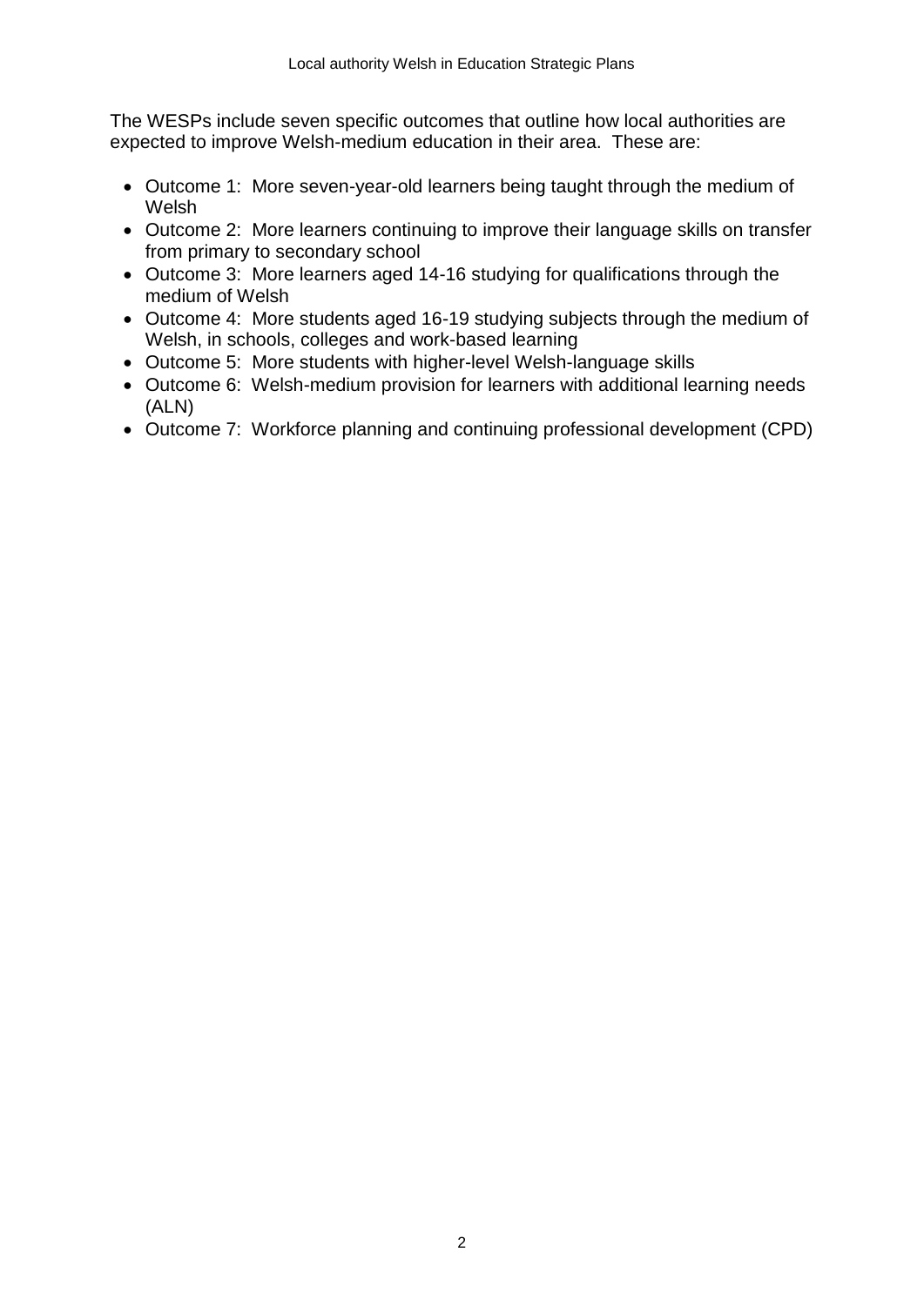The WESPs include seven specific outcomes that outline how local authorities are expected to improve Welsh-medium education in their area. These are:

- Outcome 1: More seven-year-old learners being taught through the medium of Welsh
- Outcome 2: More learners continuing to improve their language skills on transfer from primary to secondary school
- Outcome 3: More learners aged 14-16 studying for qualifications through the medium of Welsh
- Outcome 4: More students aged 16-19 studying subjects through the medium of Welsh, in schools, colleges and work-based learning
- Outcome 5: More students with higher-level Welsh-language skills
- Outcome 6: Welsh-medium provision for learners with additional learning needs (ALN)
- Outcome 7: Workforce planning and continuing professional development (CPD)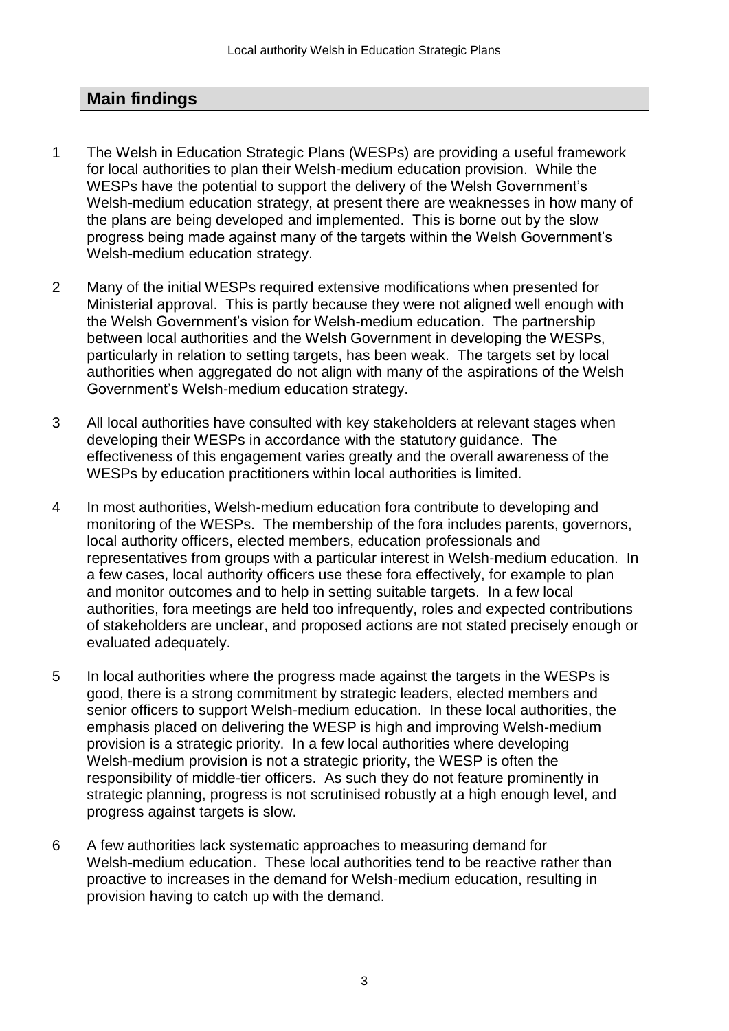## Main findings

1 The Welsh in Education Strategic Plans (WESPs) are providing a useful framework for local authorities to plan their Welsh-medium education provision. While the WESPs have the potential to support the delivery of the Welsh Government's Welsh-medium education strategy, at present there are weaknesses in how many of the plans are being developed and implemented. This is borne out by the slow progress being made against many of the targets within the Welsh Government's Welsh-medium education strategy.

2 Many of the initial WESPs required extensive modifications when presented for Ministerial approval. This is partly because they were not aligned well enough with the Welsh Government's vision for Welsh-medium education. The partnership between local authorities and the Welsh Government in developing the WESPs, particularly in relation to setting targets, has been weak. The targets set by local authorities when aggregated do not align with many of the aspirations of the Welsh Government's Welsh-medium education strategy.

3 All local authorities have consulted with key stakeholders at relevant stages when developing their WESPs in accordance with the statutory guidance. The effectiveness of this engagement varies greatly and the overall awareness of the WESPs by education practitioners within local authorities is limited.

4 In most authorities, Welsh-medium education fora contribute to developing and monitoring of the WESPs. The membership of the fora includes parents, governors, local authority officers, elected members, education professionals and representatives from groups with a particular interest in Welsh-medium education. In a few cases, local authority officers use these fora effectively, for example to plan and monitor outcomes and to help in setting suitable targets. In a few local authorities, fora meetings are held too infrequently, roles and expected contributions of stakeholders are unclear, and proposed actions are not stated precisely enough or evaluated adequately.

5 In local authorities where the progress made against the targets in the WESPs is good, there is a strong commitment by strategic leaders, elected members and senior officers to support Welsh-medium education. In these local authorities, the emphasis placed on delivering the WESP is high and improving Welsh-medium provision is a strategic priority. In a few local authorities where developing Welsh-medium provision is not a strategic priority, the WESP is often the responsibility of middle-tier officers. As such they do not feature prominently in strategic planning, progress is not scrutinised robustly at a high enough level, and progress against targets is slow.

6 A few authorities lack systematic approaches to measuring demand for Welsh-medium education. These local authorities tend to be reactive rather than proactive to increases in the demand for Welsh-medium education, resulting in provision having to catch up with the demand.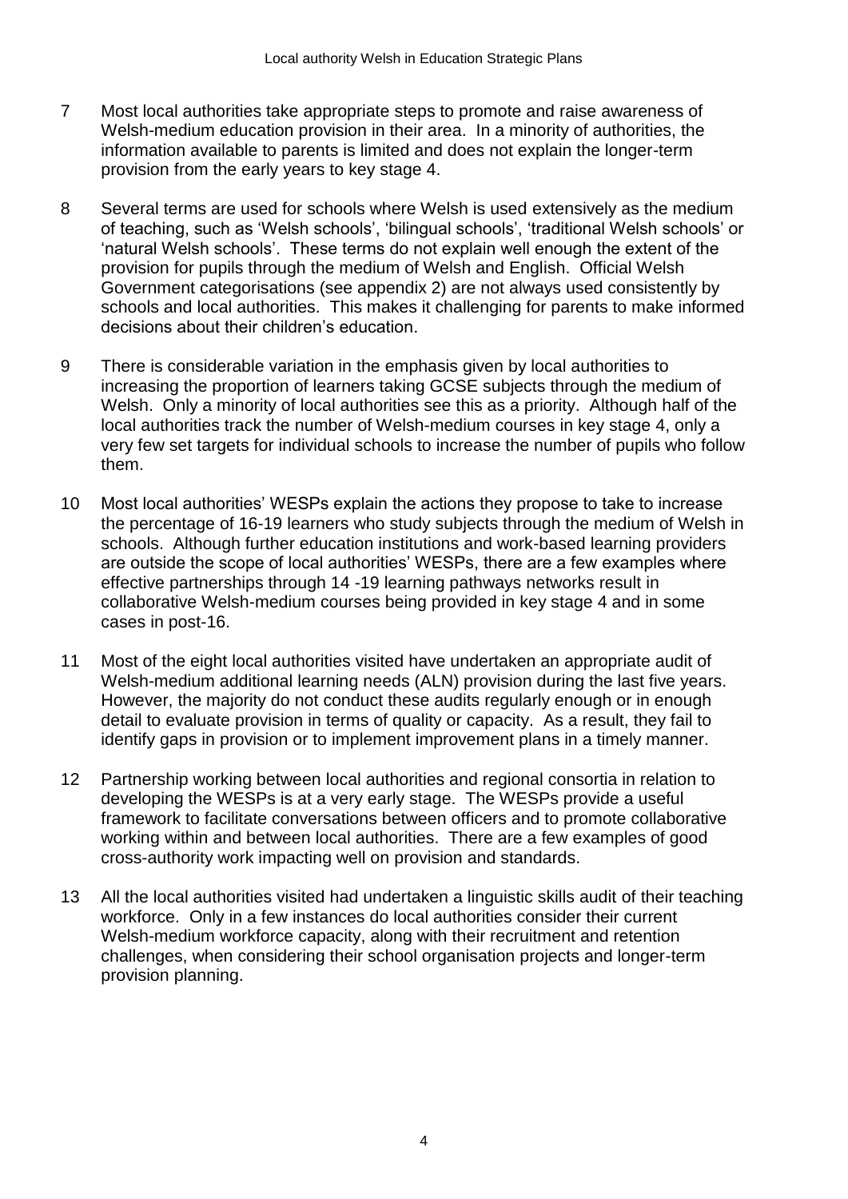7 Most local authorities take appropriate steps to promote and raise awareness of Welsh-medium education provision in their area. In a minority of authorities, the information available to parents is limited and does not explain the longer-term provision from the early years to key stage 4.

8 Several terms are used for schools where Welsh is used extensively as the medium of teaching, such as 'Welsh schools', 'bilingual schools', 'traditional Welsh schools' or 'natural Welsh schools'. These terms do not explain well enough the extent of the provision for pupils through the medium of Welsh and English. Official Welsh Government categorisations (see appendix 2) are not always used consistently by schools and local authorities. This makes it challenging for parents to make informed decisions about their children's education.

9 There is considerable variation in the emphasis given by local authorities to increasing the proportion of learners taking GCSE subjects through the medium of Welsh. Only a minority of local authorities see this as a priority. Although half of the local authorities track the number of Welsh-medium courses in key stage 4, only a very few set targets for individual schools to increase the number of pupils who follow them.

10 Most local authorities' WESPs explain the actions they propose to take to increase the percentage of 16-19 learners who study subjects through the medium of Welsh in schools. Although further education institutions and work-based learning providers are outside the scope of local authorities' WESPs, there are a few examples where effective partnerships through 14 -19 learning pathways networks result in collaborative Welsh-medium courses being provided in key stage 4 and in some cases in post-16.

11 Most of the eight local authorities visited have undertaken an appropriate audit of Welsh-medium additional learning needs (ALN) provision during the last five years. However, the majority do not conduct these audits regularly enough or in enough detail to evaluate provision in terms of quality or capacity. As a result, they fail to identify gaps in provision or to implement improvement plans in a timely manner.

12 Partnership working between local authorities and regional consortia in relation to developing the WESPs is at a very early stage. The WESPs provide a useful framework to facilitate conversations between officers and to promote collaborative working within and between local authorities. There are a few examples of good cross-authority work impacting well on provision and standards.

13 All the local authorities visited had undertaken a linguistic skills audit of their teaching workforce. Only in a few instances do local authorities consider their current Welsh-medium workforce capacity, along with their recruitment and retention challenges, when considering their school organisation projects and longer-term provision planning.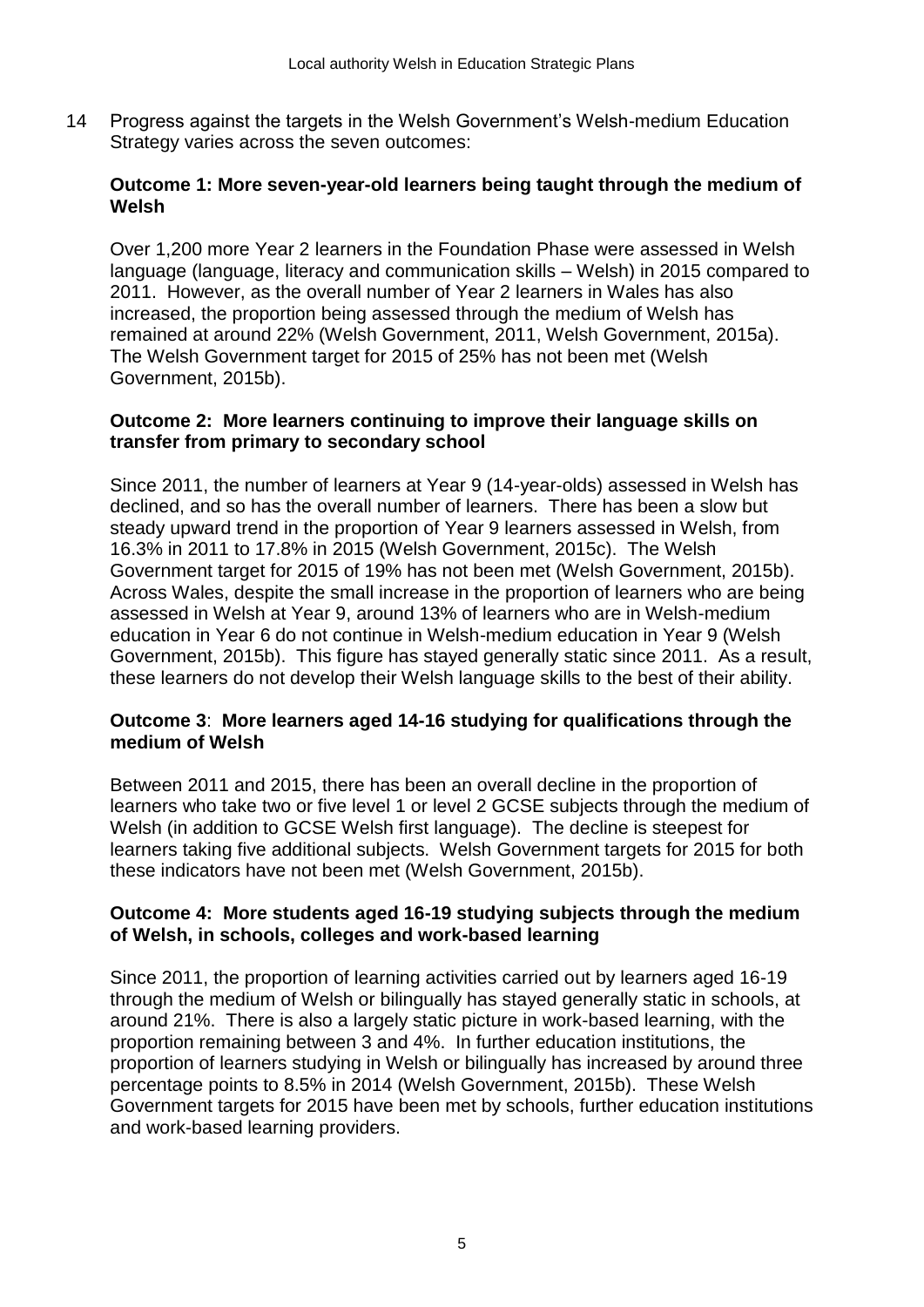14 Progress against the targets in the Welsh Government's Welsh-medium Education Strategy varies across the seven outcomes:

**Outcome 1: More seven-year-old learners being taught through the medium of Welsh**

Over 1,200 more Year 2 learners in the Foundation Phase were assessed in Welsh language (language, literacy and communication skills – Welsh) in 2015 compared to 2011. However, as the overall number of Year 2 learners in Wales has also increased, the proportion being assessed through the medium of Welsh has remained at around 22% (Welsh Government, 2011, Welsh Government, 2015a). The Welsh Government target for 2015 of 25% has not been met (Welsh Government, 2015b).

**Outcome 2: More learners continuing to improve their language skills on transfer from primary to secondary school**

Since 2011, the number of learners at Year 9 (14-year-olds) assessed in Welsh has declined, and so has the overall number of learners. There has been a slow but steady upward trend in the proportion of Year 9 learners assessed in Welsh, from 16.3% in 2011 to 17.8% in 2015 (Welsh Government, 2015c). The Welsh Government target for 2015 of 19% has not been met (Welsh Government, 2015b). Across Wales, despite the small increase in the proportion of learners who are being assessed in Welsh at Year 9, around 13% of learners who are in Welsh-medium education in Year 6 do not continue in Welsh-medium education in Year 9 (Welsh Government, 2015b). This figure has stayed generally static since 2011. As a result, these learners do not develop their Welsh language skills to the best of their ability.

**Outcome 3**: **More learners aged 14-16 studying for qualifications through the medium of Welsh**

Between 2011 and 2015, there has been an overall decline in the proportion of learners who take two or five level 1 or level 2 GCSE subjects through the medium of Welsh (in addition to GCSE Welsh first language). The decline is steepest for learners taking five additional subjects. Welsh Government targets for 2015 for both these indicators have not been met (Welsh Government, 2015b).

**Outcome 4: More students aged 16-19 studying subjects through the medium of Welsh, in schools, colleges and work-based learning**

Since 2011, the proportion of learning activities carried out by learners aged 16-19 through the medium of Welsh or bilingually has stayed generally static in schools, at around 21%. There is also a largely static picture in work-based learning, with the proportion remaining between 3 and 4%. In further education institutions, the proportion of learners studying in Welsh or bilingually has increased by around three percentage points to 8.5% in 2014 (Welsh Government, 2015b). These Welsh Government targets for 2015 have been met by schools, further education institutions and work-based learning providers.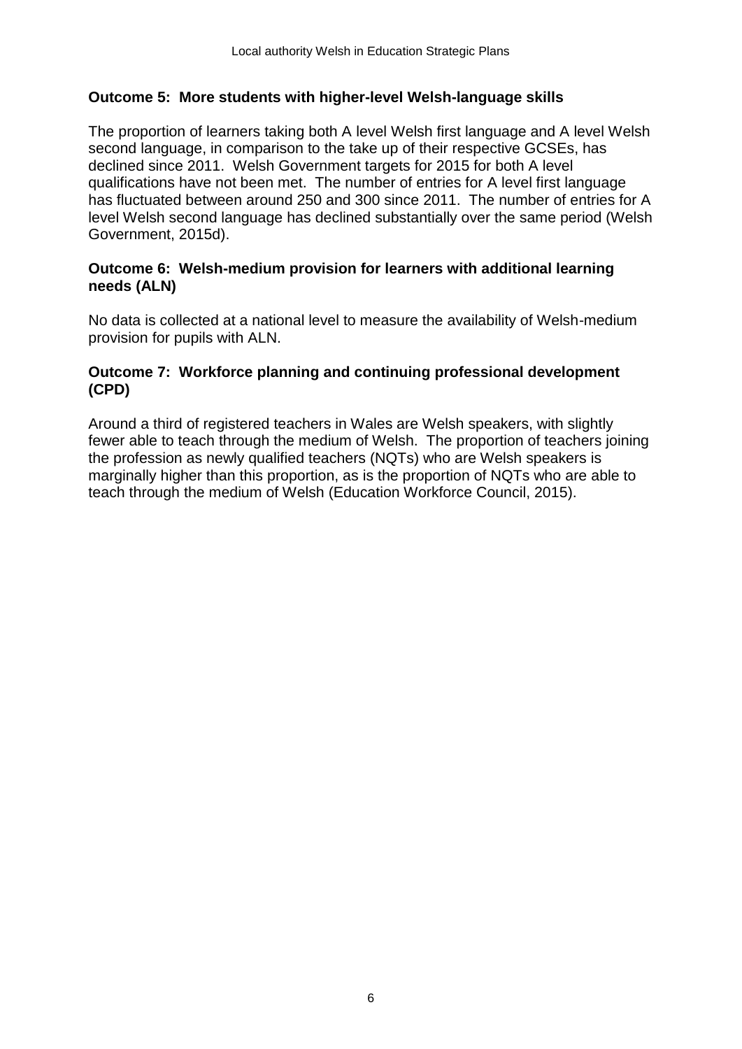### Outcome 5: More students with higher-level Welsh-language skills

The proportion of learners taking both A level Welsh first language and A level Welsh second language, in comparison to the take up of their respective GCSEs, has declined since 2011. Welsh Government targets for 2015 for both A level qualifications have not been met. The number of entries for A level first language has fluctuated between around 250 and 300 since 2011. The number of entries for A level Welsh second language has declined substantially over the same period (Welsh Government, 2015d).

### Outcome 6: Welsh-medium provision for learners with additional learning needs (ALN)

No data is collected at a national level to measure the availability of Welsh-medium provision for pupils with ALN.

### Outcome 7: Workforce planning and continuing professional development (CPD)

Around a third of registered teachers in Wales are Welsh speakers, with slightly fewer able to teach through the medium of Welsh. The proportion of teachers joining the profession as newly qualified teachers (NQTs) who are Welsh speakers is marginally higher than this proportion, as is the proportion of NQTs who are able to teach through the medium of Welsh (Education Workforce Council, 2015).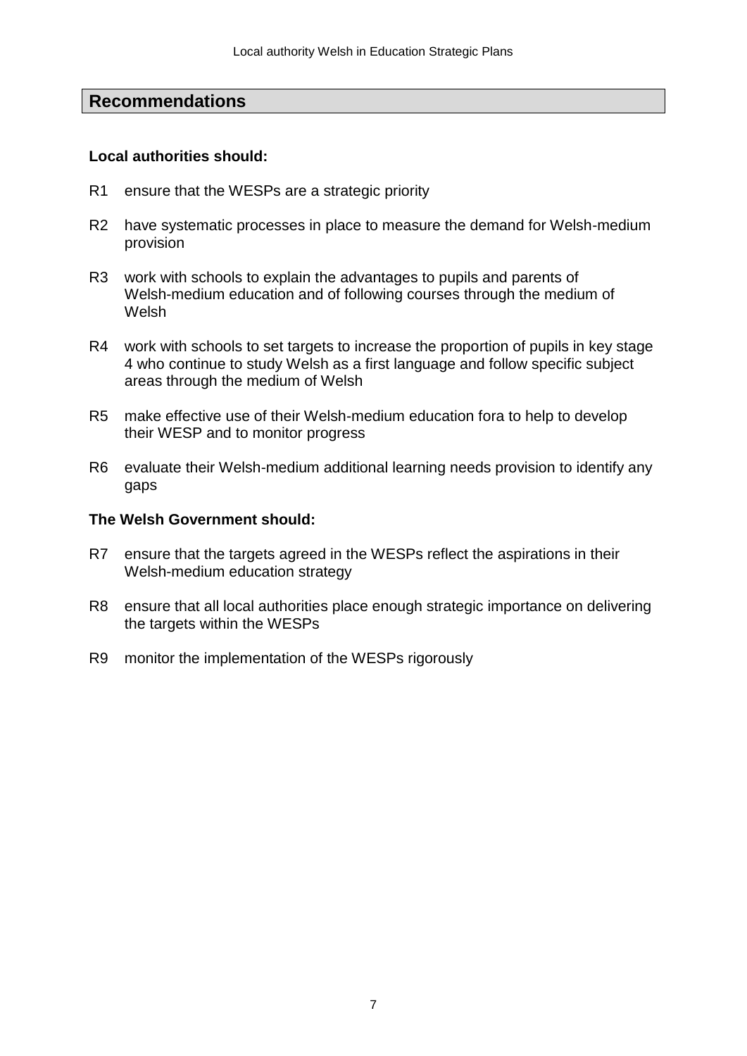## Recommendations

**Local authorities should:**

R1 ensure that the WESPs are a strategic priority

R2 have systematic processes in place to measure the demand for Welsh-medium provision

R3 work with schools to explain the advantages to pupils and parents of Welsh-medium education and of following courses through the medium of Welsh

R4 work with schools to set targets to increase the proportion of pupils in key stage 4 who continue to study Welsh as a first language and follow specific subject areas through the medium of Welsh

R5 make effective use of their Welsh-medium education fora to help to develop their WESP and to monitor progress

R6 evaluate their Welsh-medium additional learning needs provision to identify any gaps

**The Welsh Government should:**

R7 ensure that the targets agreed in the WESPs reflect the aspirations in their Welsh-medium education strategy

R8 ensure that all local authorities place enough strategic importance on delivering the targets within the WESPs

R9 monitor the implementation of the WESPs rigorously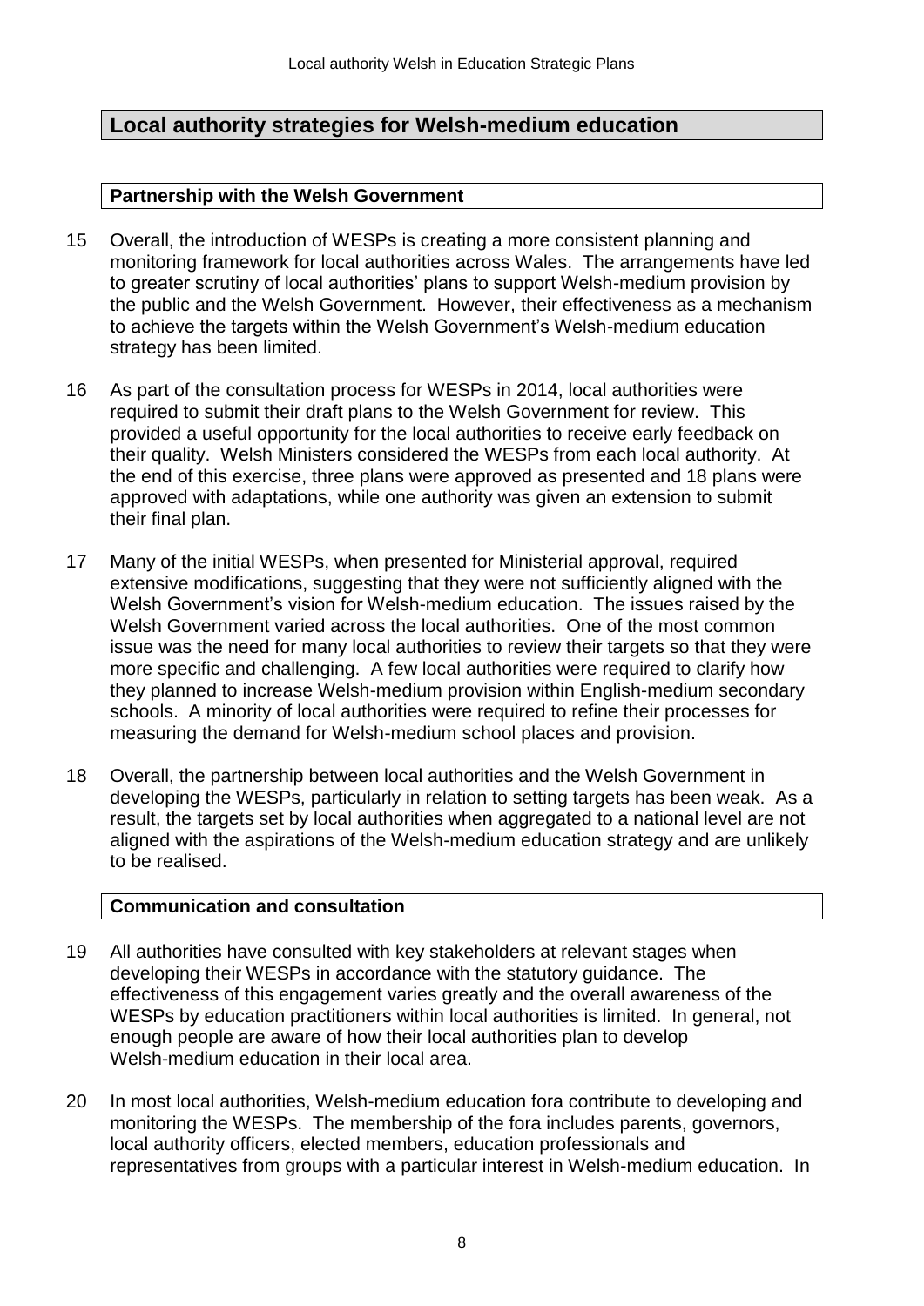## Local authority strategies for Welsh-medium education

### Partnership with the Welsh Government

15 Overall, the introduction of WESPs is creating a more consistent planning and monitoring framework for local authorities across Wales. The arrangements have led to greater scrutiny of local authorities' plans to support Welsh-medium provision by the public and the Welsh Government. However, their effectiveness as a mechanism to achieve the targets within the Welsh Government's Welsh-medium education strategy has been limited.

16 As part of the consultation process for WESPs in 2014, local authorities were required to submit their draft plans to the Welsh Government for review. This provided a useful opportunity for the local authorities to receive early feedback on their quality. Welsh Ministers considered the WESPs from each local authority. At the end of this exercise, three plans were approved as presented and 18 plans were approved with adaptations, while one authority was given an extension to submit their final plan.

17 Many of the initial WESPs, when presented for Ministerial approval, required extensive modifications, suggesting that they were not sufficiently aligned with the Welsh Government's vision for Welsh-medium education. The issues raised by the Welsh Government varied across the local authorities. One of the most common issue was the need for many local authorities to review their targets so that they were more specific and challenging. A few local authorities were required to clarify how they planned to increase Welsh-medium provision within English-medium secondary schools. A minority of local authorities were required to refine their processes for measuring the demand for Welsh-medium school places and provision.

18 Overall, the partnership between local authorities and the Welsh Government in developing the WESPs, particularly in relation to setting targets has been weak. As a result, the targets set by local authorities when aggregated to a national level are not aligned with the aspirations of the Welsh-medium education strategy and are unlikely to be realised.

### Communication and consultation

19 All authorities have consulted with key stakeholders at relevant stages when developing their WESPs in accordance with the statutory guidance. The effectiveness of this engagement varies greatly and the overall awareness of the WESPs by education practitioners within local authorities is limited. In general, not enough people are aware of how their local authorities plan to develop Welsh-medium education in their local area.

20 In most local authorities, Welsh-medium education fora contribute to developing and monitoring the WESPs. The membership of the fora includes parents, governors, local authority officers, elected members, education professionals and representatives from groups with a particular interest in Welsh-medium education. In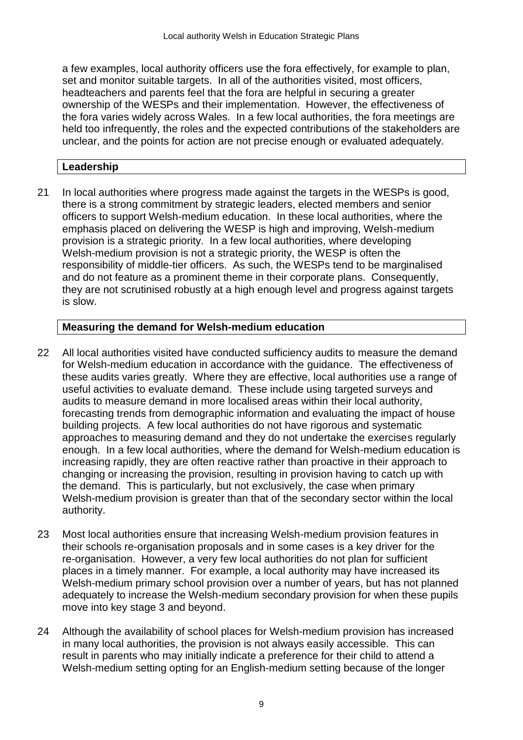a few examples, local authority officers use the fora effectively, for example to plan, set and monitor suitable targets. In all of the authorities visited, most officers, headteachers and parents feel that the fora are helpful in securing a greater ownership of the WESPs and their implementation. However, the effectiveness of the fora varies widely across Wales. In a few local authorities, the fora meetings are held too infrequently, the roles and the expected contributions of the stakeholders are unclear, and the points for action are not precise enough or evaluated adequately.

### Leadership

21 In local authorities where progress made against the targets in the WESPs is good, there is a strong commitment by strategic leaders, elected members and senior officers to support Welsh-medium education. In these local authorities, where the emphasis placed on delivering the WESP is high and improving, Welsh-medium provision is a strategic priority. In a few local authorities, where developing Welsh-medium provision is not a strategic priority, the WESP is often the responsibility of middle-tier officers. As such, the WESPs tend to be marginalised and do not feature as a prominent theme in their corporate plans. Consequently, they are not scrutinised robustly at a high enough level and progress against targets is slow.

### Measuring the demand for Welsh-medium education

22 All local authorities visited have conducted sufficiency audits to measure the demand for Welsh-medium education in accordance with the guidance. The effectiveness of these audits varies greatly. Where they are effective, local authorities use a range of useful activities to evaluate demand. These include using targeted surveys and audits to measure demand in more localised areas within their local authority, forecasting trends from demographic information and evaluating the impact of house building projects. A few local authorities do not have rigorous and systematic approaches to measuring demand and they do not undertake the exercises regularly enough. In a few local authorities, where the demand for Welsh-medium education is increasing rapidly, they are often reactive rather than proactive in their approach to changing or increasing the provision, resulting in provision having to catch up with the demand. This is particularly, but not exclusively, the case when primary Welsh-medium provision is greater than that of the secondary sector within the local authority.

23 Most local authorities ensure that increasing Welsh-medium provision features in their schools re-organisation proposals and in some cases is a key driver for the re-organisation. However, a very few local authorities do not plan for sufficient places in a timely manner. For example, a local authority may have increased its Welsh-medium primary school provision over a number of years, but has not planned adequately to increase the Welsh-medium secondary provision for when these pupils move into key stage 3 and beyond.

24 Although the availability of school places for Welsh-medium provision has increased in many local authorities, the provision is not always easily accessible. This can result in parents who may initially indicate a preference for their child to attend a Welsh-medium setting opting for an English-medium setting because of the longer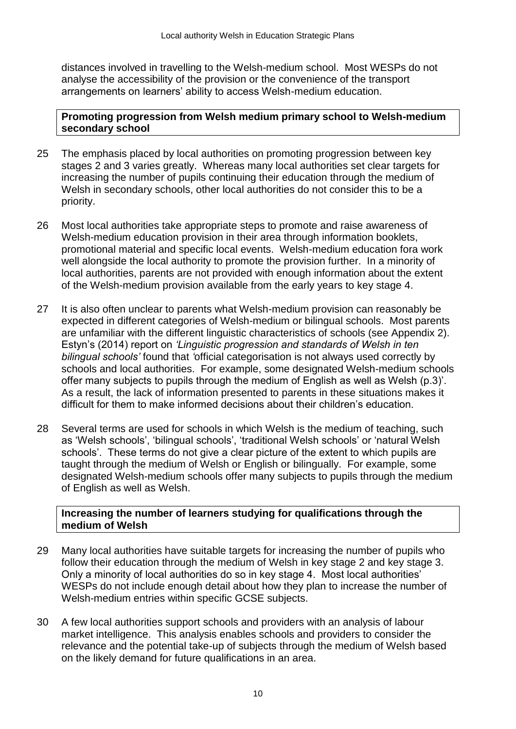distances involved in travelling to the Welsh-medium school. Most WESPs do not analyse the accessibility of the provision or the convenience of the transport arrangements on learners' ability to access Welsh-medium education.

**Promoting progression from Welsh medium primary school to Welsh-medium secondary school**

25 The emphasis placed by local authorities on promoting progression between key stages 2 and 3 varies greatly. Whereas many local authorities set clear targets for increasing the number of pupils continuing their education through the medium of Welsh in secondary schools, other local authorities do not consider this to be a priority.

26 Most local authorities take appropriate steps to promote and raise awareness of Welsh-medium education provision in their area through information booklets, promotional material and specific local events. Welsh-medium education fora work well alongside the local authority to promote the provision further. In a minority of local authorities, parents are not provided with enough information about the extent of the Welsh-medium provision available from the early years to key stage 4.

27 It is also often unclear to parents what Welsh-medium provision can reasonably be expected in different categories of Welsh-medium or bilingual schools. Most parents are unfamiliar with the different linguistic characteristics of schools (see Appendix 2). Estyn's (2014) report on *'Linguistic progression and standards of Welsh in ten bilingual schools'* found that *'*official categorisation is not always used correctly by schools and local authorities. For example, some designated Welsh-medium schools offer many subjects to pupils through the medium of English as well as Welsh (p.3)'. As a result, the lack of information presented to parents in these situations makes it difficult for them to make informed decisions about their children's education.

28 Several terms are used for schools in which Welsh is the medium of teaching, such as 'Welsh schools', 'bilingual schools', 'traditional Welsh schools' or 'natural Welsh schools'. These terms do not give a clear picture of the extent to which pupils are taught through the medium of Welsh or English or bilingually. For example, some designated Welsh-medium schools offer many subjects to pupils through the medium of English as well as Welsh.

**Increasing the number of learners studying for qualifications through the medium of Welsh**

29 Many local authorities have suitable targets for increasing the number of pupils who follow their education through the medium of Welsh in key stage 2 and key stage 3. Only a minority of local authorities do so in key stage 4. Most local authorities' WESPs do not include enough detail about how they plan to increase the number of Welsh-medium entries within specific GCSE subjects.

30 A few local authorities support schools and providers with an analysis of labour market intelligence. This analysis enables schools and providers to consider the relevance and the potential take-up of subjects through the medium of Welsh based on the likely demand for future qualifications in an area.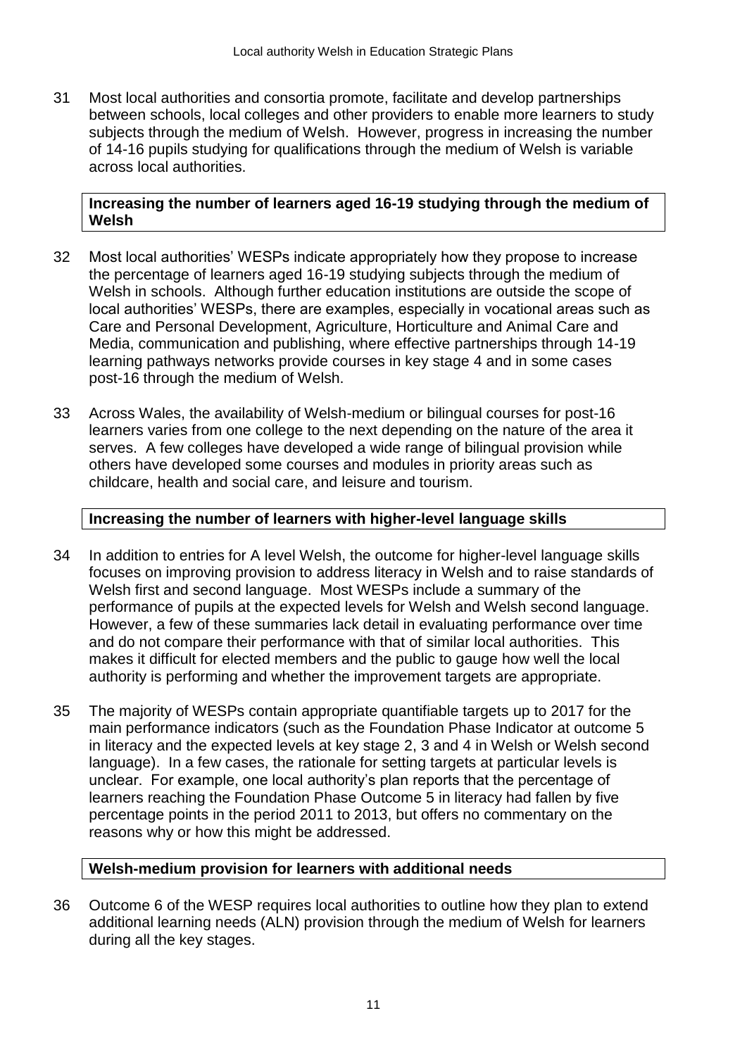31 Most local authorities and consortia promote, facilitate and develop partnerships between schools, local colleges and other providers to enable more learners to study subjects through the medium of Welsh. However, progress in increasing the number of 14-16 pupils studying for qualifications through the medium of Welsh is variable across local authorities.

**Increasing the number of learners aged 16-19 studying through the medium of Welsh**

32 Most local authorities' WESPs indicate appropriately how they propose to increase the percentage of learners aged 16-19 studying subjects through the medium of Welsh in schools. Although further education institutions are outside the scope of local authorities' WESPs, there are examples, especially in vocational areas such as Care and Personal Development, Agriculture, Horticulture and Animal Care and Media, communication and publishing, where effective partnerships through 14-19 learning pathways networks provide courses in key stage 4 and in some cases post-16 through the medium of Welsh.

33 Across Wales, the availability of Welsh-medium or bilingual courses for post-16 learners varies from one college to the next depending on the nature of the area it serves. A few colleges have developed a wide range of bilingual provision while others have developed some courses and modules in priority areas such as childcare, health and social care, and leisure and tourism.

**Increasing the number of learners with higher-level language skills**

34 In addition to entries for A level Welsh, the outcome for higher-level language skills focuses on improving provision to address literacy in Welsh and to raise standards of Welsh first and second language. Most WESPs include a summary of the performance of pupils at the expected levels for Welsh and Welsh second language. However, a few of these summaries lack detail in evaluating performance over time and do not compare their performance with that of similar local authorities. This makes it difficult for elected members and the public to gauge how well the local authority is performing and whether the improvement targets are appropriate.

35 The majority of WESPs contain appropriate quantifiable targets up to 2017 for the main performance indicators (such as the Foundation Phase Indicator at outcome 5 in literacy and the expected levels at key stage 2, 3 and 4 in Welsh or Welsh second language). In a few cases, the rationale for setting targets at particular levels is unclear. For example, one local authority's plan reports that the percentage of learners reaching the Foundation Phase Outcome 5 in literacy had fallen by five percentage points in the period 2011 to 2013, but offers no commentary on the reasons why or how this might be addressed.

**Welsh-medium provision for learners with additional needs**

36 Outcome 6 of the WESP requires local authorities to outline how they plan to extend additional learning needs (ALN) provision through the medium of Welsh for learners during all the key stages.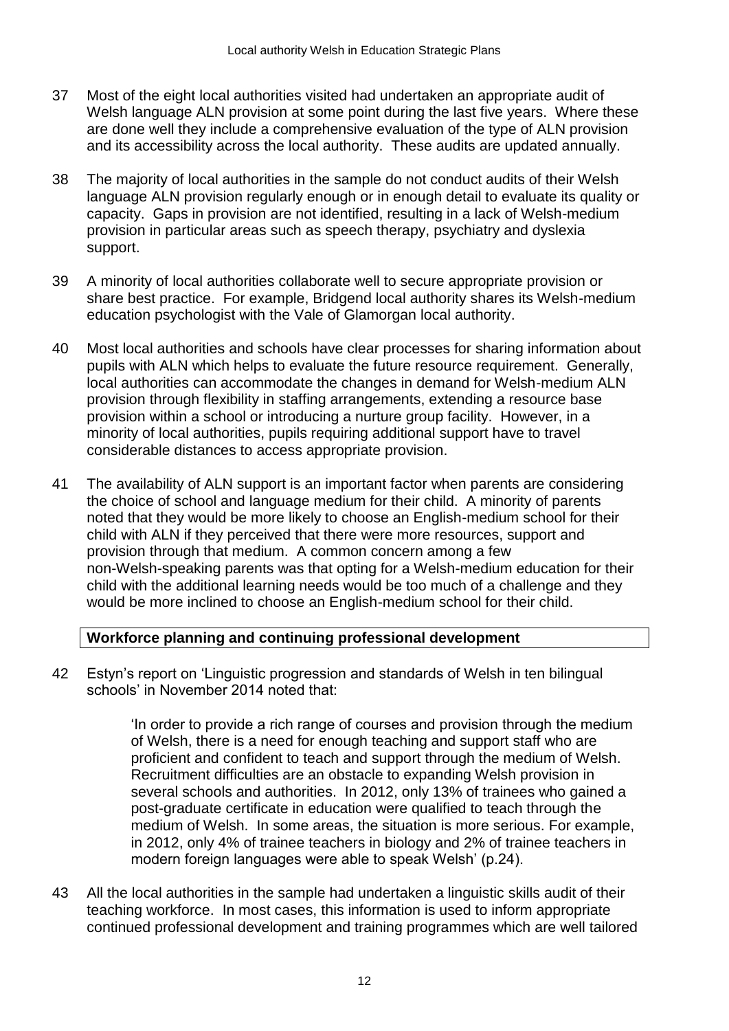37 Most of the eight local authorities visited had undertaken an appropriate audit of Welsh language ALN provision at some point during the last five years. Where these are done well they include a comprehensive evaluation of the type of ALN provision and its accessibility across the local authority. These audits are updated annually.

38 The majority of local authorities in the sample do not conduct audits of their Welsh language ALN provision regularly enough or in enough detail to evaluate its quality or capacity. Gaps in provision are not identified, resulting in a lack of Welsh-medium provision in particular areas such as speech therapy, psychiatry and dyslexia support.

39 A minority of local authorities collaborate well to secure appropriate provision or share best practice. For example, Bridgend local authority shares its Welsh-medium education psychologist with the Vale of Glamorgan local authority.

40 Most local authorities and schools have clear processes for sharing information about pupils with ALN which helps to evaluate the future resource requirement. Generally, local authorities can accommodate the changes in demand for Welsh-medium ALN provision through flexibility in staffing arrangements, extending a resource base provision within a school or introducing a nurture group facility. However, in a minority of local authorities, pupils requiring additional support have to travel considerable distances to access appropriate provision.

41 The availability of ALN support is an important factor when parents are considering the choice of school and language medium for their child. A minority of parents noted that they would be more likely to choose an English-medium school for their child with ALN if they perceived that there were more resources, support and provision through that medium. A common concern among a few non-Welsh-speaking parents was that opting for a Welsh-medium education for their child with the additional learning needs would be too much of a challenge and they would be more inclined to choose an English-medium school for their child.

**Workforce planning and continuing professional development**

42 Estyn's report on 'Linguistic progression and standards of Welsh in ten bilingual schools' in November 2014 noted that:

> 'In order to provide a rich range of courses and provision through the medium of Welsh, there is a need for enough teaching and support staff who are proficient and confident to teach and support through the medium of Welsh. Recruitment difficulties are an obstacle to expanding Welsh provision in several schools and authorities. In 2012, only 13% of trainees who gained a post-graduate certificate in education were qualified to teach through the medium of Welsh. In some areas, the situation is more serious. For example, in 2012, only 4% of trainee teachers in biology and 2% of trainee teachers in modern foreign languages were able to speak Welsh' (p.24).

43 All the local authorities in the sample had undertaken a linguistic skills audit of their teaching workforce. In most cases, this information is used to inform appropriate continued professional development and training programmes which are well tailored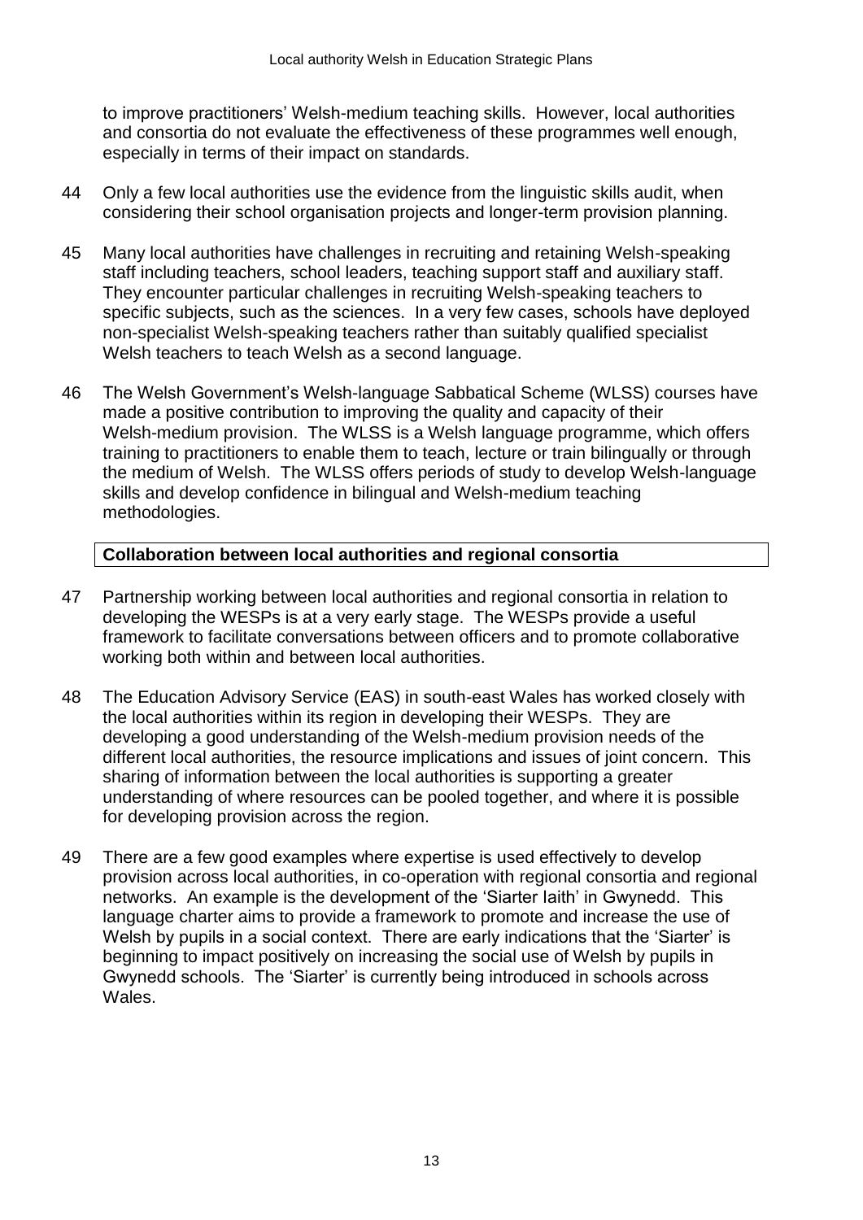to improve practitioners' Welsh-medium teaching skills. However, local authorities and consortia do not evaluate the effectiveness of these programmes well enough, especially in terms of their impact on standards.

44 Only a few local authorities use the evidence from the linguistic skills audit, when considering their school organisation projects and longer-term provision planning.

45 Many local authorities have challenges in recruiting and retaining Welsh-speaking staff including teachers, school leaders, teaching support staff and auxiliary staff. They encounter particular challenges in recruiting Welsh-speaking teachers to specific subjects, such as the sciences. In a very few cases, schools have deployed non-specialist Welsh-speaking teachers rather than suitably qualified specialist Welsh teachers to teach Welsh as a second language.

46 The Welsh Government's Welsh-language Sabbatical Scheme (WLSS) courses have made a positive contribution to improving the quality and capacity of their Welsh-medium provision. The WLSS is a Welsh language programme, which offers training to practitioners to enable them to teach, lecture or train bilingually or through the medium of Welsh. The WLSS offers periods of study to develop Welsh-language skills and develop confidence in bilingual and Welsh-medium teaching methodologies.

**Collaboration between local authorities and regional consortia**

47 Partnership working between local authorities and regional consortia in relation to developing the WESPs is at a very early stage. The WESPs provide a useful framework to facilitate conversations between officers and to promote collaborative working both within and between local authorities.

48 The Education Advisory Service (EAS) in south-east Wales has worked closely with the local authorities within its region in developing their WESPs. They are developing a good understanding of the Welsh-medium provision needs of the different local authorities, the resource implications and issues of joint concern. This sharing of information between the local authorities is supporting a greater understanding of where resources can be pooled together, and where it is possible for developing provision across the region.

49 There are a few good examples where expertise is used effectively to develop provision across local authorities, in co-operation with regional consortia and regional networks. An example is the development of the 'Siarter Iaith' in Gwynedd. This language charter aims to provide a framework to promote and increase the use of Welsh by pupils in a social context. There are early indications that the 'Siarter' is beginning to impact positively on increasing the social use of Welsh by pupils in Gwynedd schools. The 'Siarter' is currently being introduced in schools across Wales.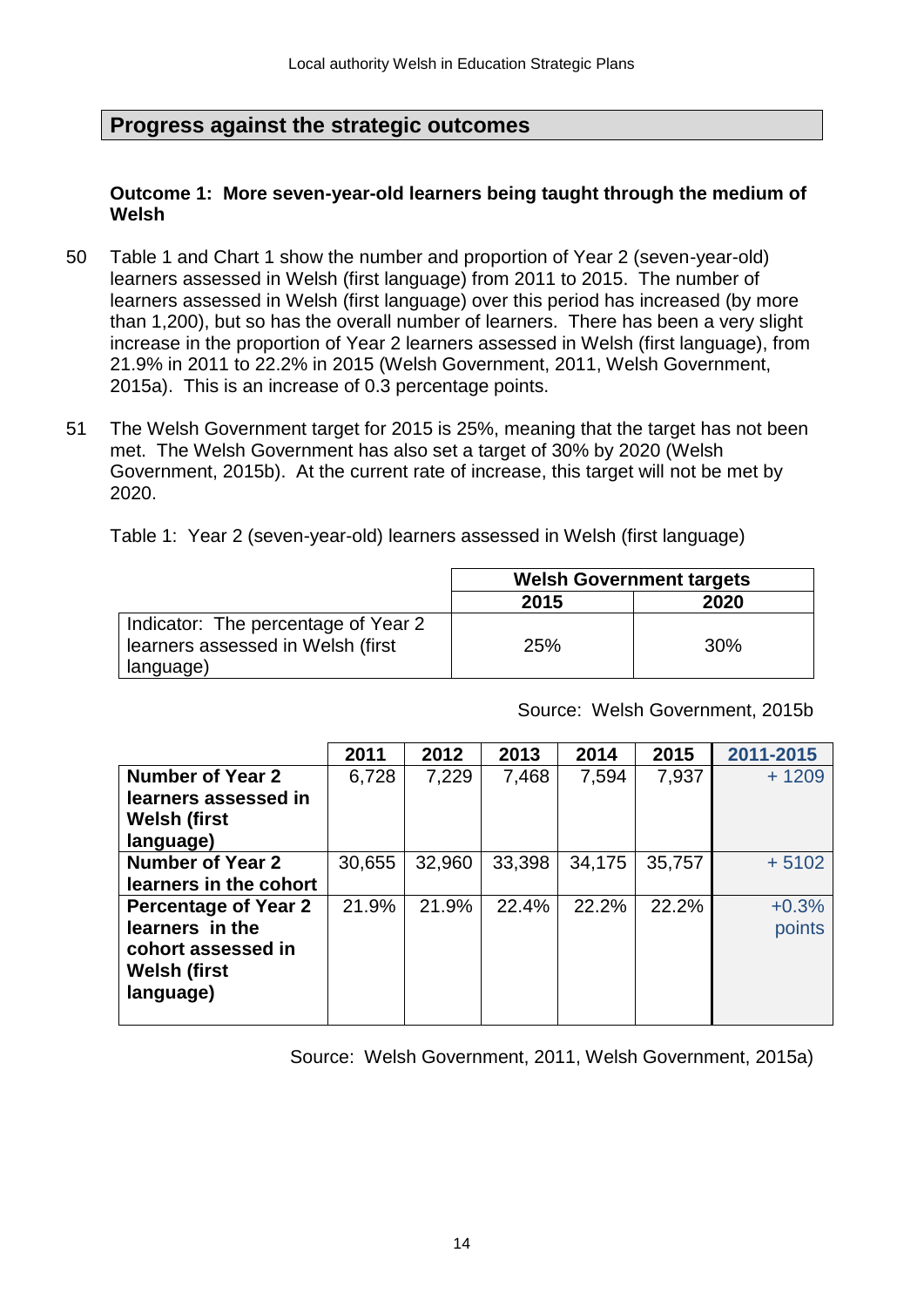## Progress against the strategic outcomes

**Outcome 1: More seven-year-old learners being taught through the medium of Welsh**

50 Table 1 and Chart 1 show the number and proportion of Year 2 (seven-year-old) learners assessed in Welsh (first language) from 2011 to 2015. The number of learners assessed in Welsh (first language) over this period has increased (by more than 1,200), but so has the overall number of learners. There has been a very slight increase in the proportion of Year 2 learners assessed in Welsh (first language), from 21.9% in 2011 to 22.2% in 2015 (Welsh Government, 2011, Welsh Government, 2015a). This is an increase of 0.3 percentage points.

51 The Welsh Government target for 2015 is 25%, meaning that the target has not been met. The Welsh Government has also set a target of 30% by 2020 (Welsh Government, 2015b). At the current rate of increase, this target will not be met by 2020.

Table 1: Year 2 (seven-year-old) learners assessed in Welsh (first language)

| | Welsh Government targets | |
|---|---|---|
| | 2015 | 2020 |
| Indicator: The percentage of Year 2 learners assessed in Welsh (first language) | 25% | 30% |

Source: Welsh Government, 2015b

| | 2011 | 2012 | 2013 | 2014 | 2015 | 2011-2015 |
|---|---|---|---|---|---|---|
| **Number of Year 2 learners assessed in Welsh (first language)** | 6,728 | 7,229 | 7,468 | 7,594 | 7,937 | + 1209 |
| **Number of Year 2 learners in the cohort** | 30,655 | 32,960 | 33,398 | 34,175 | 35,757 | + 5102 |
| **Percentage of Year 2 learners in the cohort assessed in Welsh (first language)** | 21.9% | 21.9% | 22.4% | 22.2% | 22.2% | +0.3% points |

Source: Welsh Government, 2011, Welsh Government, 2015a)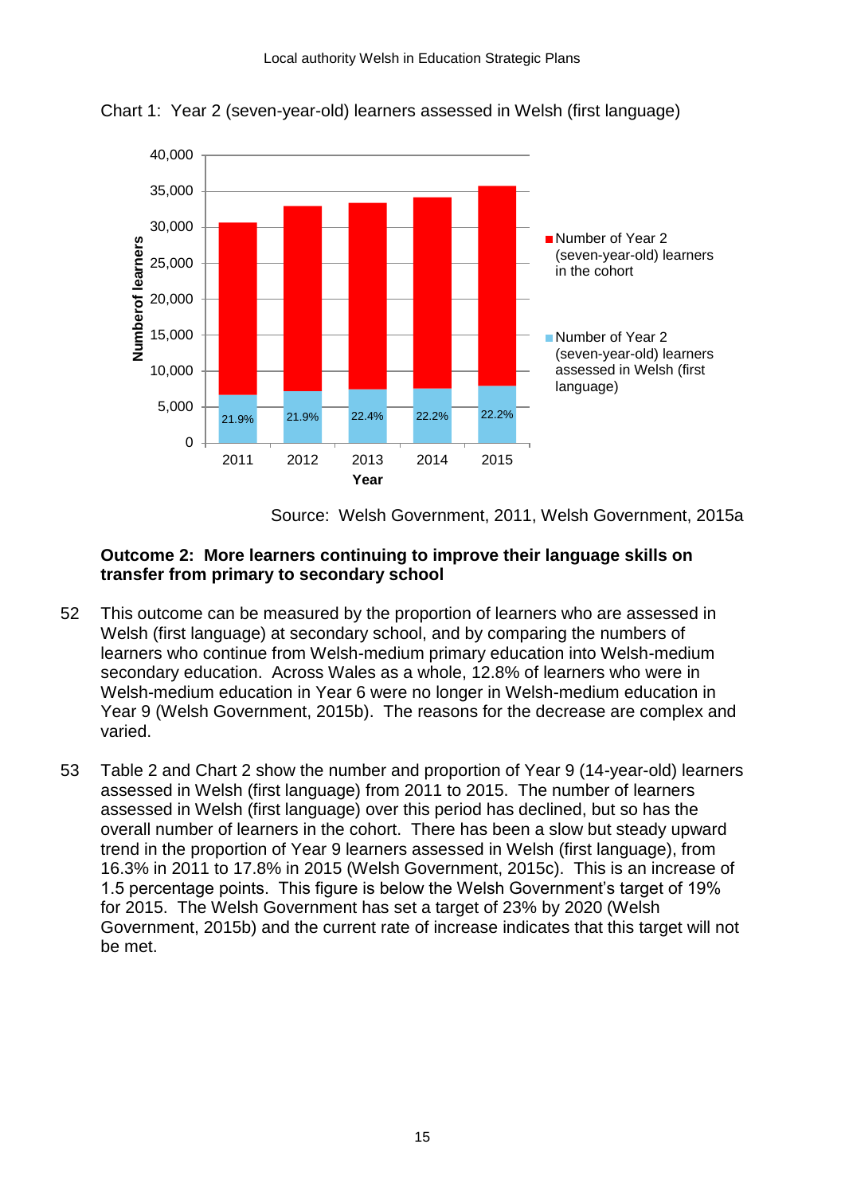Chart 1: Year 2 (seven-year-old) learners assessed in Welsh (first language)

Source: Welsh Government, 2011, Welsh Government, 2015a

**Outcome 2: More learners continuing to improve their language skills on transfer from primary to secondary school**

52 This outcome can be measured by the proportion of learners who are assessed in Welsh (first language) at secondary school, and by comparing the numbers of learners who continue from Welsh-medium primary education into Welsh-medium secondary education. Across Wales as a whole, 12.8% of learners who were in Welsh-medium education in Year 6 were no longer in Welsh-medium education in Year 9 (Welsh Government, 2015b). The reasons for the decrease are complex and varied.

53 Table 2 and Chart 2 show the number and proportion of Year 9 (14-year-old) learners assessed in Welsh (first language) from 2011 to 2015. The number of learners assessed in Welsh (first language) over this period has declined, but so has the overall number of learners in the cohort. There has been a slow but steady upward trend in the proportion of Year 9 learners assessed in Welsh (first language), from 16.3% in 2011 to 17.8% in 2015 (Welsh Government, 2015c). This is an increase of 1.5 percentage points. This figure is below the Welsh Government's target of 19% for 2015. The Welsh Government has set a target of 23% by 2020 (Welsh Government, 2015b) and the current rate of increase indicates that this target will not be met.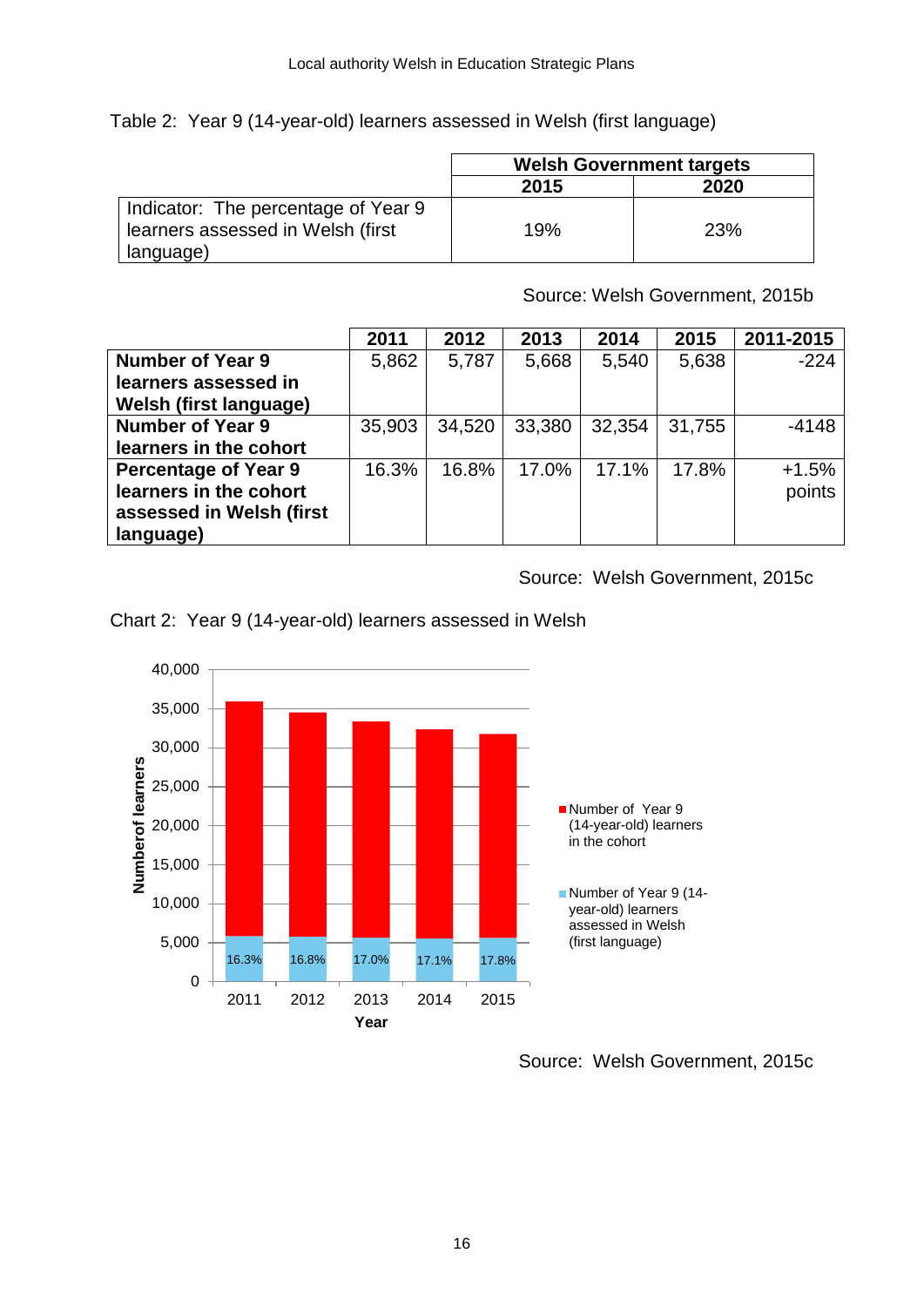Table 2: Year 9 (14-year-old) learners assessed in Welsh (first language)

| | Welsh Government targets | |
|---|---|---|
| | 2015 | 2020 |
| Indicator: The percentage of Year 9 learners assessed in Welsh (first language) | 19% | 23% |

Source: Welsh Government, 2015b

| | 2011 | 2012 | 2013 | 2014 | 2015 | 2011-2015 |
|---|---|---|---|---|---|---|
| **Number of Year 9 learners assessed in Welsh (first language)** | 5,862 | 5,787 | 5,668 | 5,540 | 5,638 | -224 |
| **Number of Year 9 learners in the cohort** | 35,903 | 34,520 | 33,380 | 32,354 | 31,755 | -4148 |
| **Percentage of Year 9 learners in the cohort assessed in Welsh (first language)** | 16.3% | 16.8% | 17.0% | 17.1% | 17.8% | +1.5% points |

Source: Welsh Government, 2015c

Chart 2: Year 9 (14-year-old) learners assessed in Welsh

| Year | Number of Year 9 (14-year-old) learners in the cohort | Number of Year 9 (14-year-old) learners assessed in Welsh (first language) | Percentage |
|---|---|---|---|
| 2011 | 35,903 | 5,862 | 16.3% |
| 2012 | 34,520 | 5,787 | 16.8% |
| 2013 | 33,380 | 5,668 | 17.0% |
| 2014 | 32,354 | 5,540 | 17.1% |
| 2015 | 31,755 | 5,638 | 17.8% |

Source: Welsh Government, 2015c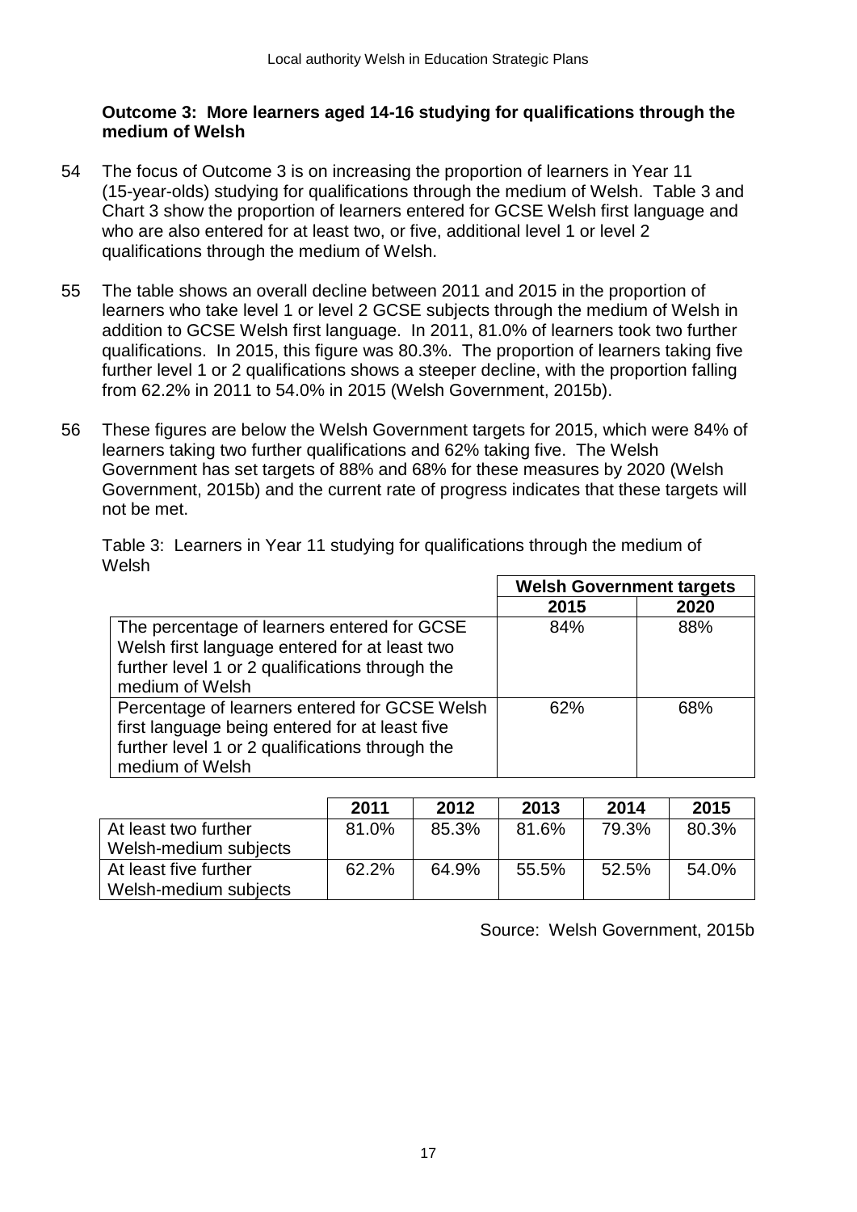**Outcome 3: More learners aged 14-16 studying for qualifications through the medium of Welsh**

54 The focus of Outcome 3 is on increasing the proportion of learners in Year 11 (15-year-olds) studying for qualifications through the medium of Welsh. Table 3 and Chart 3 show the proportion of learners entered for GCSE Welsh first language and who are also entered for at least two, or five, additional level 1 or level 2 qualifications through the medium of Welsh.

55 The table shows an overall decline between 2011 and 2015 in the proportion of learners who take level 1 or level 2 GCSE subjects through the medium of Welsh in addition to GCSE Welsh first language. In 2011, 81.0% of learners took two further qualifications. In 2015, this figure was 80.3%. The proportion of learners taking five further level 1 or 2 qualifications shows a steeper decline, with the proportion falling from 62.2% in 2011 to 54.0% in 2015 (Welsh Government, 2015b).

56 These figures are below the Welsh Government targets for 2015, which were 84% of learners taking two further qualifications and 62% taking five. The Welsh Government has set targets of 88% and 68% for these measures by 2020 (Welsh Government, 2015b) and the current rate of progress indicates that these targets will not be met.

Table 3: Learners in Year 11 studying for qualifications through the medium of Welsh

| | Welsh Government targets | |
|---|---|---|
| | 2015 | 2020 |
| The percentage of learners entered for GCSE Welsh first language entered for at least two further level 1 or 2 qualifications through the medium of Welsh | 84% | 88% |
| Percentage of learners entered for GCSE Welsh first language being entered for at least five further level 1 or 2 qualifications through the medium of Welsh | 62% | 68% |

| | 2011 | 2012 | 2013 | 2014 | 2015 |
|---|---|---|---|---|---|
| At least two further Welsh-medium subjects | 81.0% | 85.3% | 81.6% | 79.3% | 80.3% |
| At least five further Welsh-medium subjects | 62.2% | 64.9% | 55.5% | 52.5% | 54.0% |

Source: Welsh Government, 2015b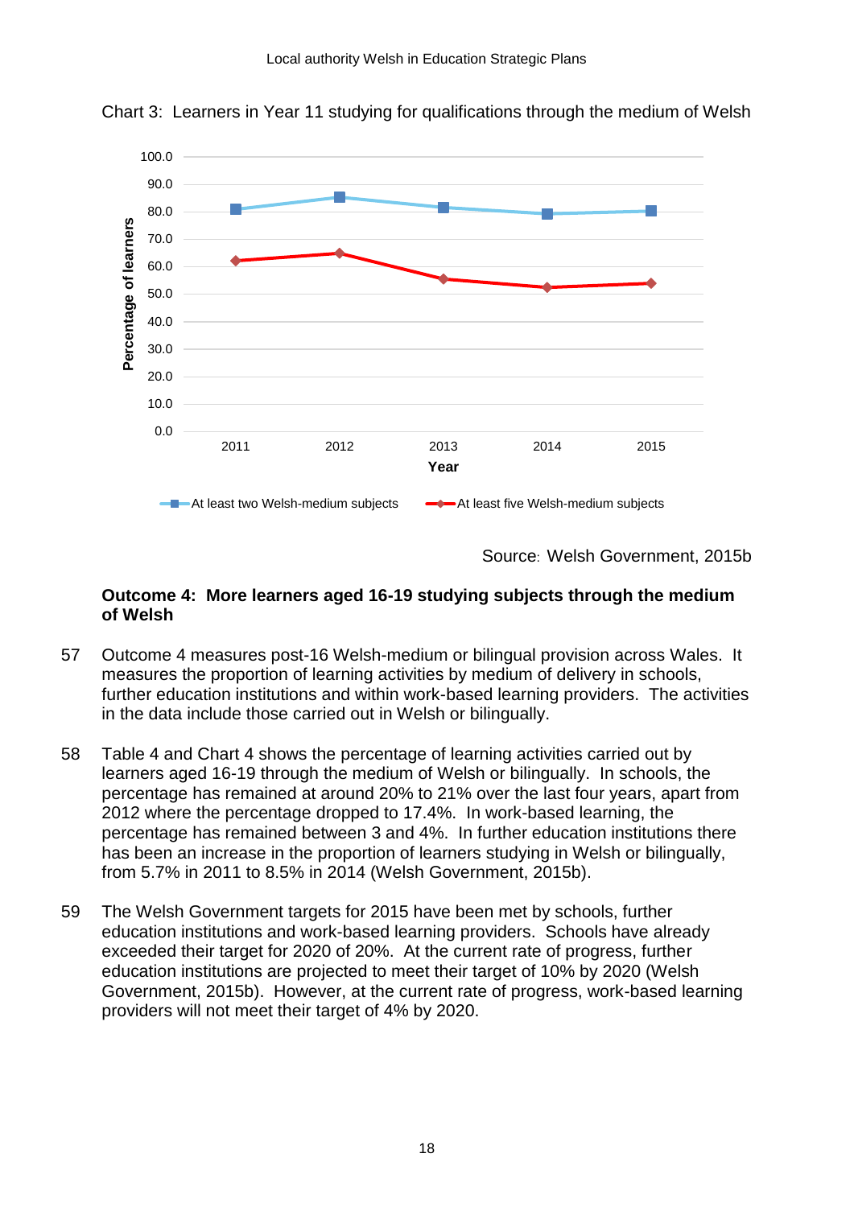Chart 3: Learners in Year 11 studying for qualifications through the medium of Welsh

Source: Welsh Government, 2015b

**Outcome 4: More learners aged 16-19 studying subjects through the medium of Welsh**

57 Outcome 4 measures post-16 Welsh-medium or bilingual provision across Wales. It measures the proportion of learning activities by medium of delivery in schools, further education institutions and within work-based learning providers. The activities in the data include those carried out in Welsh or bilingually.

58 Table 4 and Chart 4 shows the percentage of learning activities carried out by learners aged 16-19 through the medium of Welsh or bilingually. In schools, the percentage has remained at around 20% to 21% over the last four years, apart from 2012 where the percentage dropped to 17.4%. In work-based learning, the percentage has remained between 3 and 4%. In further education institutions there has been an increase in the proportion of learners studying in Welsh or bilingually, from 5.7% in 2011 to 8.5% in 2014 (Welsh Government, 2015b).

59 The Welsh Government targets for 2015 have been met by schools, further education institutions and work-based learning providers. Schools have already exceeded their target for 2020 of 20%. At the current rate of progress, further education institutions are projected to meet their target of 10% by 2020 (Welsh Government, 2015b). However, at the current rate of progress, work-based learning providers will not meet their target of 4% by 2020.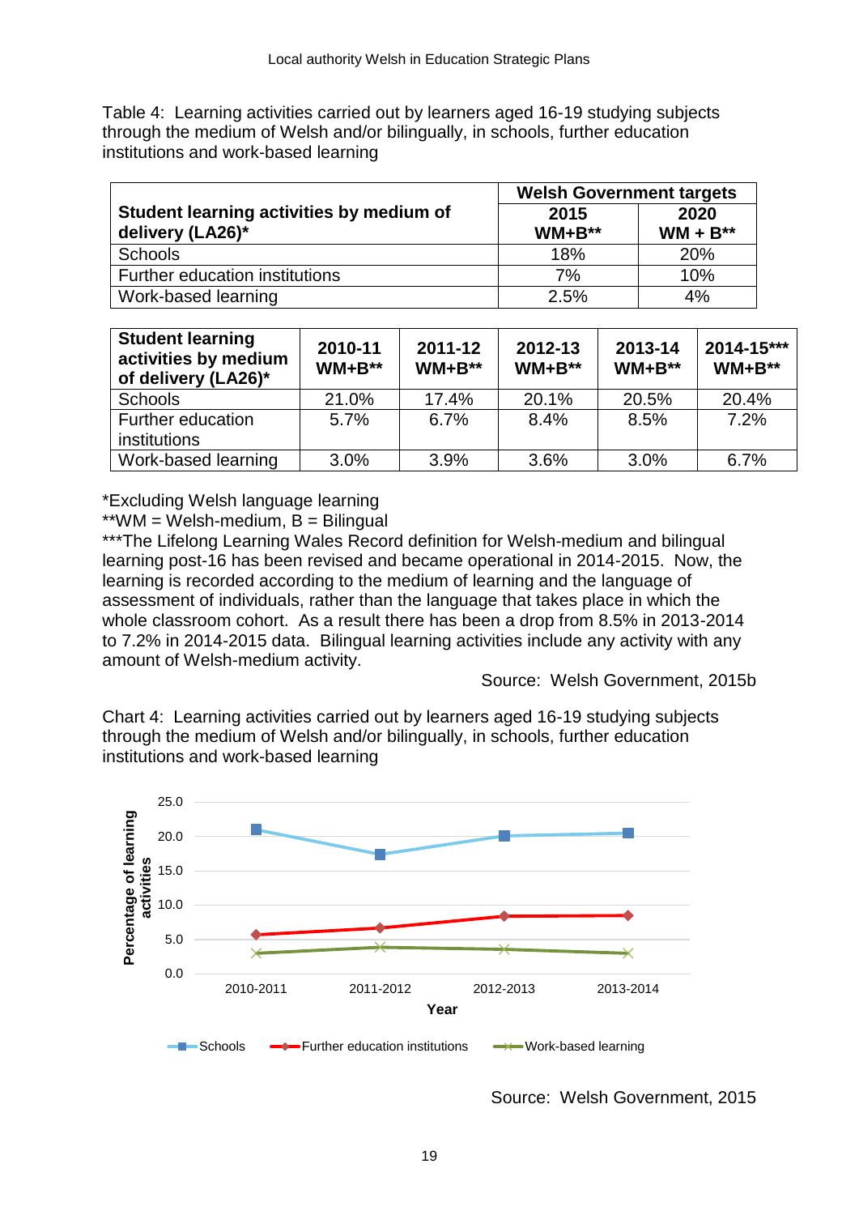Table 4: Learning activities carried out by learners aged 16-19 studying subjects through the medium of Welsh and/or bilingually, in schools, further education institutions and work-based learning

| Student learning activities by medium of delivery (LA26)* | Welsh Government targets | |
|---|---|---|
| | 2015 WM+B** | 2020 WM + B** |
| Schools | 18% | 20% |
| Further education institutions | 7% | 10% |
| Work-based learning | 2.5% | 4% |

| Student learning activities by medium of delivery (LA26)* | 2010-11 WM+B** | 2011-12 WM+B** | 2012-13 WM+B** | 2013-14 WM+B** | 2014-15*** WM+B** |
|---|---|---|---|---|---|
| Schools | 21.0% | 17.4% | 20.1% | 20.5% | 20.4% |
| Further education institutions | 5.7% | 6.7% | 8.4% | 8.5% | 7.2% |
| Work-based learning | 3.0% | 3.9% | 3.6% | 3.0% | 6.7% |

*Excluding Welsh language learning
**WM = Welsh-medium, B = Bilingual
***The Lifelong Learning Wales Record definition for Welsh-medium and bilingual learning post-16 has been revised and became operational in 2014-2015. Now, the learning is recorded according to the medium of learning and the language of assessment of individuals, rather than the language that takes place in which the whole classroom cohort. As a result there has been a drop from 8.5% in 2013-2014 to 7.2% in 2014-2015 data. Bilingual learning activities include any activity with any amount of Welsh-medium activity.

Source: Welsh Government, 2015b

Chart 4: Learning activities carried out by learners aged 16-19 studying subjects through the medium of Welsh and/or bilingually, in schools, further education institutions and work-based learning

Source: Welsh Government, 2015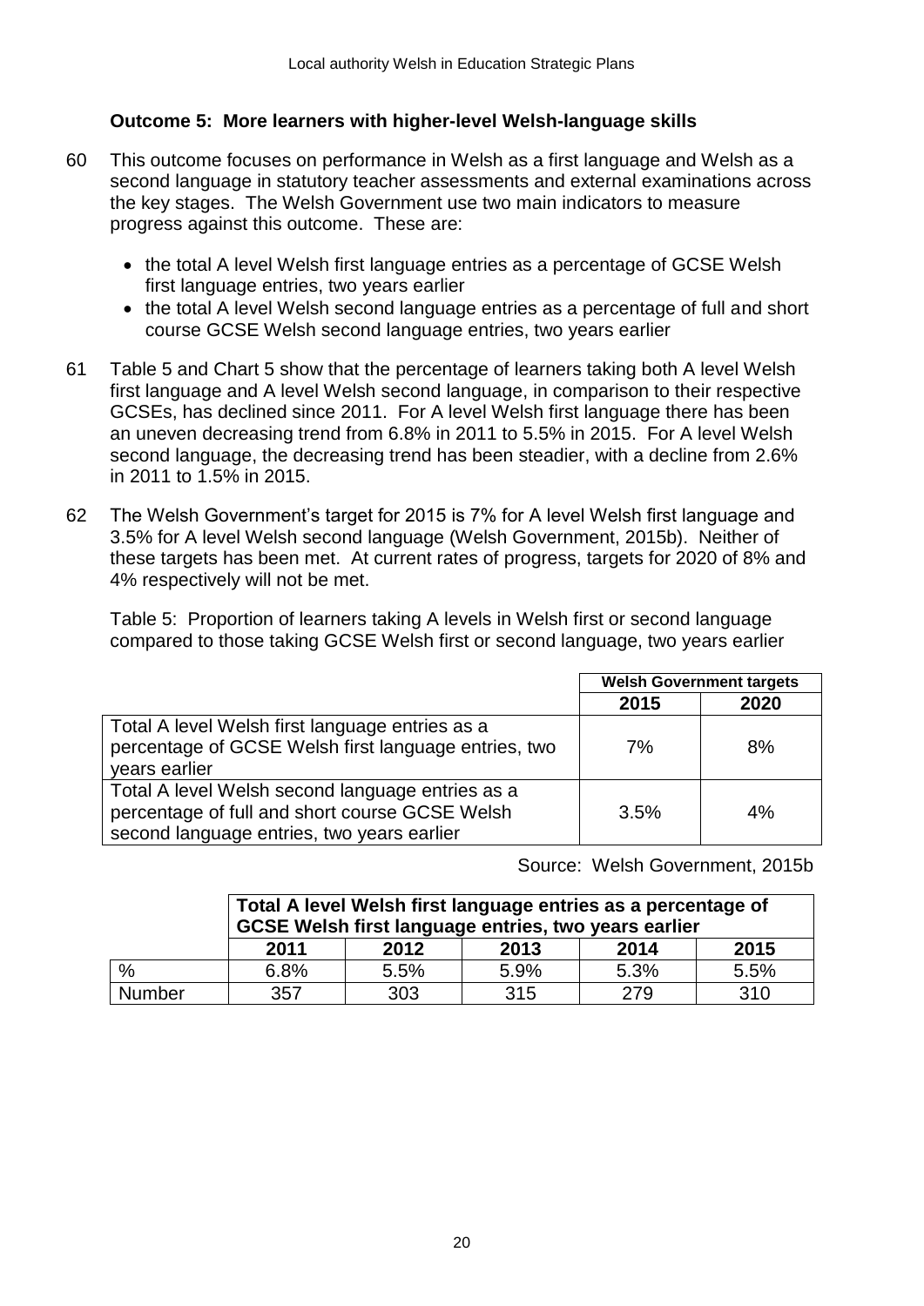### Outcome 5: More learners with higher-level Welsh-language skills

60 This outcome focuses on performance in Welsh as a first language and Welsh as a second language in statutory teacher assessments and external examinations across the key stages. The Welsh Government use two main indicators to measure progress against this outcome. These are:

- the total A level Welsh first language entries as a percentage of GCSE Welsh first language entries, two years earlier
- the total A level Welsh second language entries as a percentage of full and short course GCSE Welsh second language entries, two years earlier

61 Table 5 and Chart 5 show that the percentage of learners taking both A level Welsh first language and A level Welsh second language, in comparison to their respective GCSEs, has declined since 2011. For A level Welsh first language there has been an uneven decreasing trend from 6.8% in 2011 to 5.5% in 2015. For A level Welsh second language, the decreasing trend has been steadier, with a decline from 2.6% in 2011 to 1.5% in 2015.

62 The Welsh Government's target for 2015 is 7% for A level Welsh first language and 3.5% for A level Welsh second language (Welsh Government, 2015b). Neither of these targets has been met. At current rates of progress, targets for 2020 of 8% and 4% respectively will not be met.

Table 5: Proportion of learners taking A levels in Welsh first or second language compared to those taking GCSE Welsh first or second language, two years earlier

| | **Welsh Government targets** | |
|---|---|---|
| | **2015** | **2020** |
| Total A level Welsh first language entries as a percentage of GCSE Welsh first language entries, two years earlier | 7% | 8% |
| Total A level Welsh second language entries as a percentage of full and short course GCSE Welsh second language entries, two years earlier | 3.5% | 4% |

Source: Welsh Government, 2015b

| | **Total A level Welsh first language entries as a percentage of GCSE Welsh first language entries, two years earlier** | | | | |
|---|---|---|---|---|---|
| | **2011** | **2012** | **2013** | **2014** | **2015** |
| % | 6.8% | 5.5% | 5.9% | 5.3% | 5.5% |
| Number | 357 | 303 | 315 | 279 | 310 |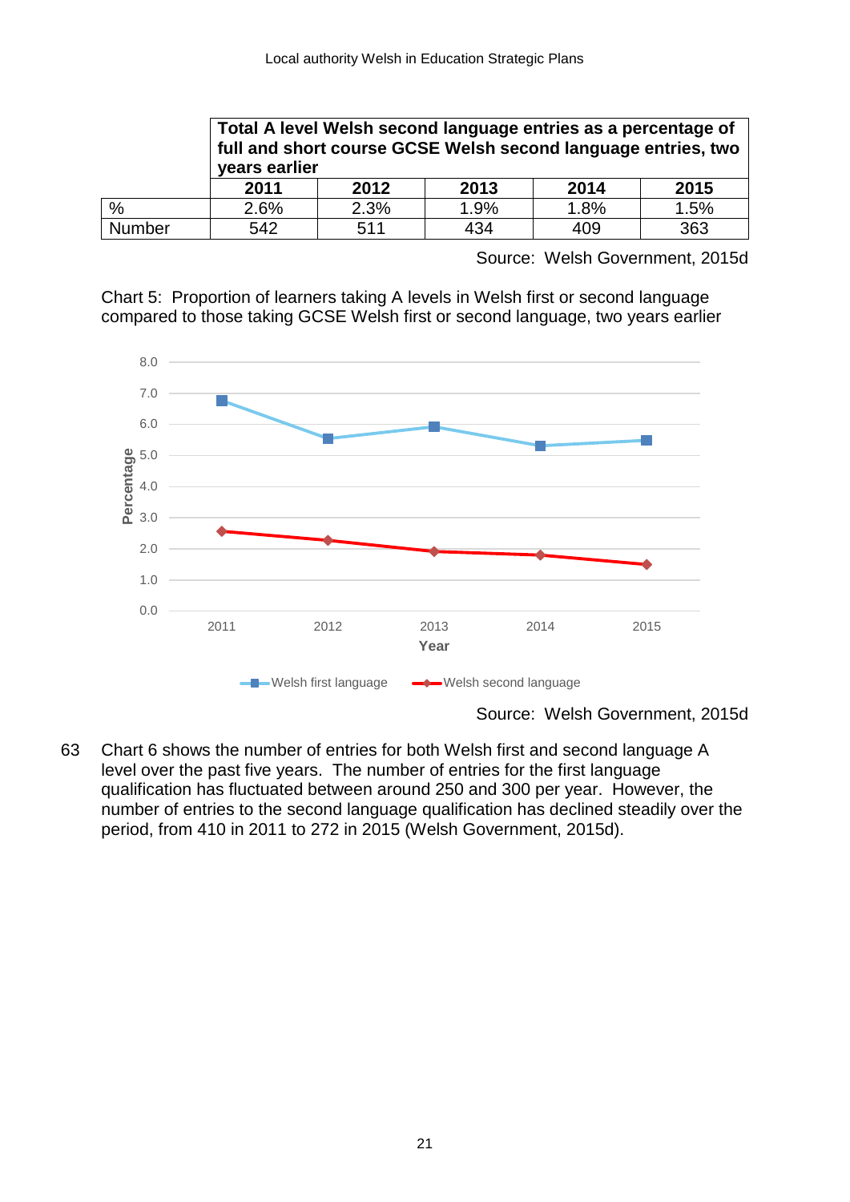| | Total A level Welsh second language entries as a percentage of full and short course GCSE Welsh second language entries, two years earlier | | | | |
|---|---|---|---|---|---|
| | 2011 | 2012 | 2013 | 2014 | 2015 |
| % | 2.6% | 2.3% | 1.9% | 1.8% | 1.5% |
| Number | 542 | 511 | 434 | 409 | 363 |

Source: Welsh Government, 2015d

Chart 5: Proportion of learners taking A levels in Welsh first or second language compared to those taking GCSE Welsh first or second language, two years earlier

Source: Welsh Government, 2015d

63 Chart 6 shows the number of entries for both Welsh first and second language A level over the past five years. The number of entries for the first language qualification has fluctuated between around 250 and 300 per year. However, the number of entries to the second language qualification has declined steadily over the period, from 410 in 2011 to 272 in 2015 (Welsh Government, 2015d).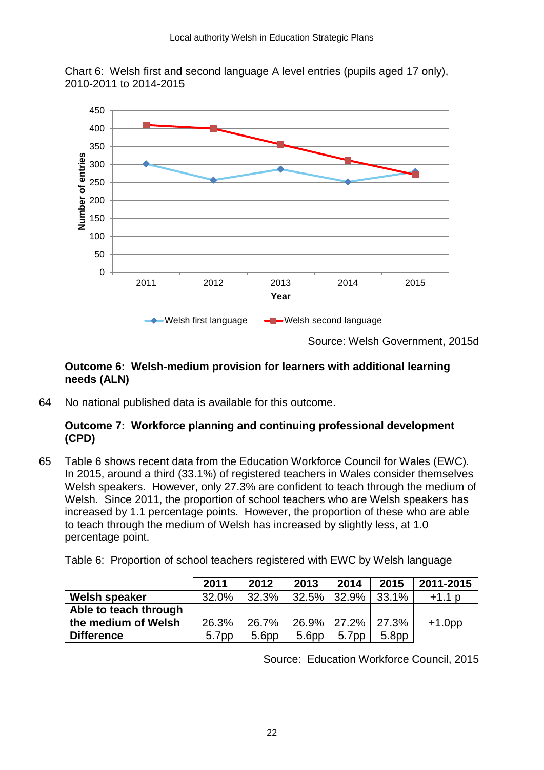Chart 6: Welsh first and second language A level entries (pupils aged 17 only), 2010-2011 to 2014-2015

Source: Welsh Government, 2015d

**Outcome 6: Welsh-medium provision for learners with additional learning needs (ALN)**

64 No national published data is available for this outcome.

**Outcome 7: Workforce planning and continuing professional development (CPD)**

65 Table 6 shows recent data from the Education Workforce Council for Wales (EWC). In 2015, around a third (33.1%) of registered teachers in Wales consider themselves Welsh speakers. However, only 27.3% are confident to teach through the medium of Welsh. Since 2011, the proportion of school teachers who are Welsh speakers has increased by 1.1 percentage points. However, the proportion of these who are able to teach through the medium of Welsh has increased by slightly less, at 1.0 percentage point.

Table 6: Proportion of school teachers registered with EWC by Welsh language

| | 2011 | 2012 | 2013 | 2014 | 2015 | 2011-2015 |
|---|---|---|---|---|---|---|
| **Welsh speaker** | 32.0% | 32.3% | 32.5% | 32.9% | 33.1% | +1.1 p |
| **Able to teach through the medium of Welsh** | 26.3% | 26.7% | 26.9% | 27.2% | 27.3% | +1.0pp |
| **Difference** | 5.7pp | 5.6pp | 5.6pp | 5.7pp | 5.8pp | |

Source: Education Workforce Council, 2015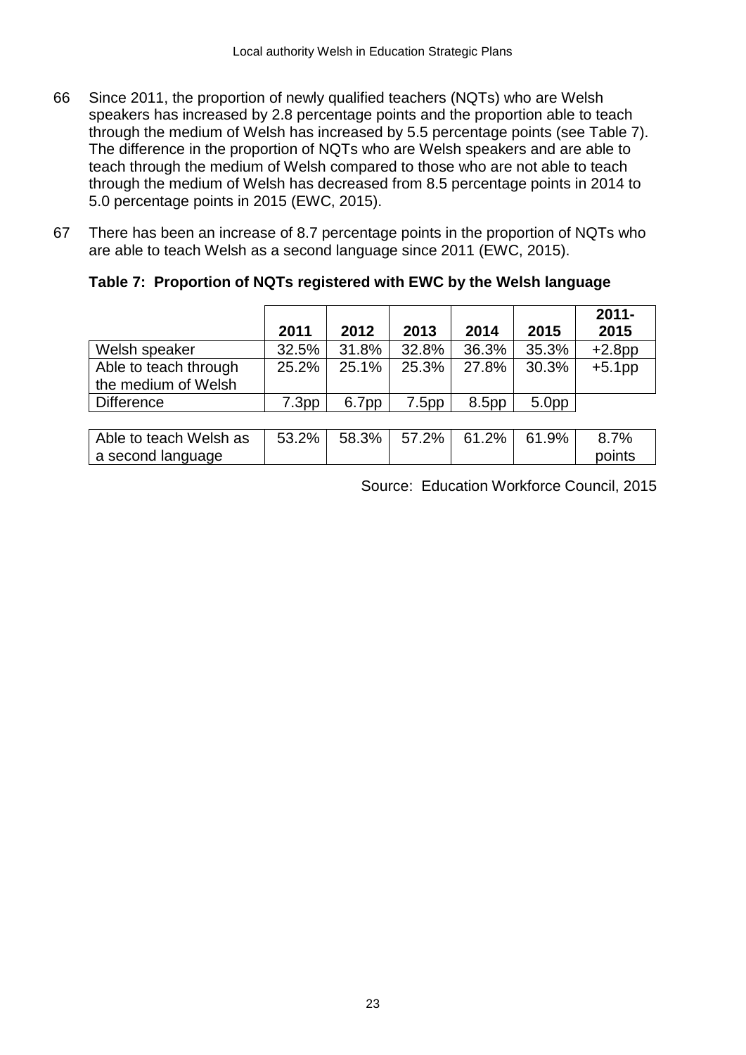66 Since 2011, the proportion of newly qualified teachers (NQTs) who are Welsh speakers has increased by 2.8 percentage points and the proportion able to teach through the medium of Welsh has increased by 5.5 percentage points (see Table 7). The difference in the proportion of NQTs who are Welsh speakers and are able to teach through the medium of Welsh compared to those who are not able to teach through the medium of Welsh has decreased from 8.5 percentage points in 2014 to 5.0 percentage points in 2015 (EWC, 2015).

67 There has been an increase of 8.7 percentage points in the proportion of NQTs who are able to teach Welsh as a second language since 2011 (EWC, 2015).

**Table 7: Proportion of NQTs registered with EWC by the Welsh language**

| | 2011 | 2012 | 2013 | 2014 | 2015 | 2011-2015 |
|---|---|---|---|---|---|---|
| Welsh speaker | 32.5% | 31.8% | 32.8% | 36.3% | 35.3% | +2.8pp |
| Able to teach through the medium of Welsh | 25.2% | 25.1% | 25.3% | 27.8% | 30.3% | +5.1pp |
| Difference | 7.3pp | 6.7pp | 7.5pp | 8.5pp | 5.0pp | |
| | | | | | | |
| Able to teach Welsh as a second language | 53.2% | 58.3% | 57.2% | 61.2% | 61.9% | 8.7% points |

Source: Education Workforce Council, 2015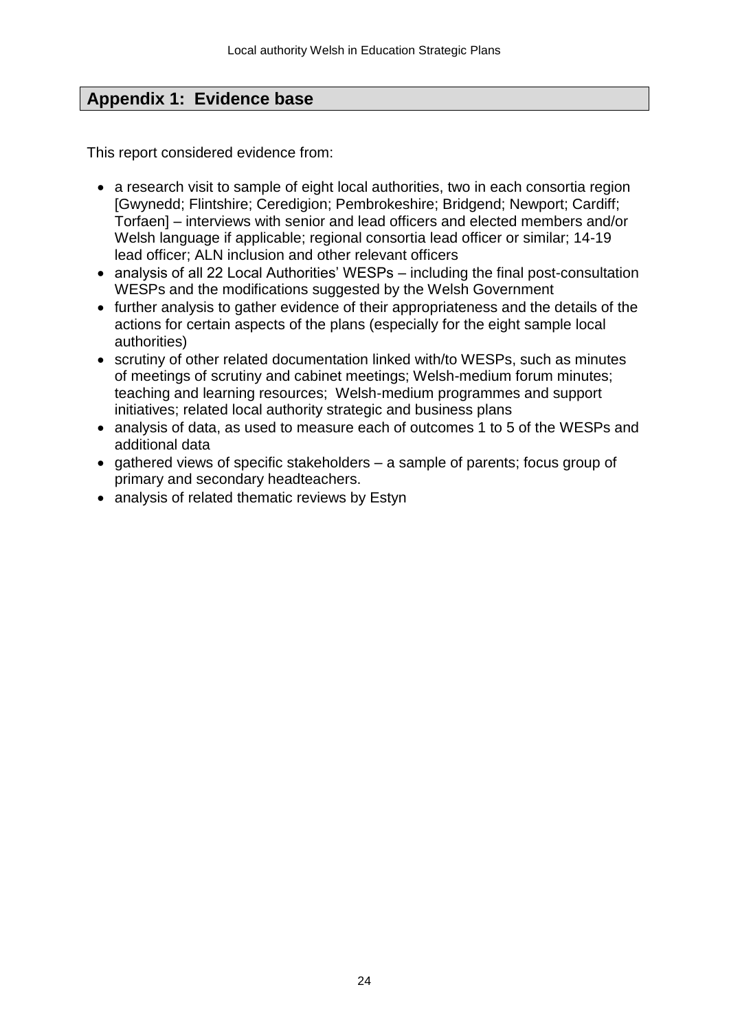## Appendix 1: Evidence base

This report considered evidence from:

- a research visit to sample of eight local authorities, two in each consortia region [Gwynedd; Flintshire; Ceredigion; Pembrokeshire; Bridgend; Newport; Cardiff; Torfaen] – interviews with senior and lead officers and elected members and/or Welsh language if applicable; regional consortia lead officer or similar; 14-19 lead officer; ALN inclusion and other relevant officers
- analysis of all 22 Local Authorities' WESPs – including the final post-consultation WESPs and the modifications suggested by the Welsh Government
- further analysis to gather evidence of their appropriateness and the details of the actions for certain aspects of the plans (especially for the eight sample local authorities)
- scrutiny of other related documentation linked with/to WESPs, such as minutes of meetings of scrutiny and cabinet meetings; Welsh-medium forum minutes; teaching and learning resources; Welsh-medium programmes and support initiatives; related local authority strategic and business plans
- analysis of data, as used to measure each of outcomes 1 to 5 of the WESPs and additional data
- gathered views of specific stakeholders – a sample of parents; focus group of primary and secondary headteachers.
- analysis of related thematic reviews by Estyn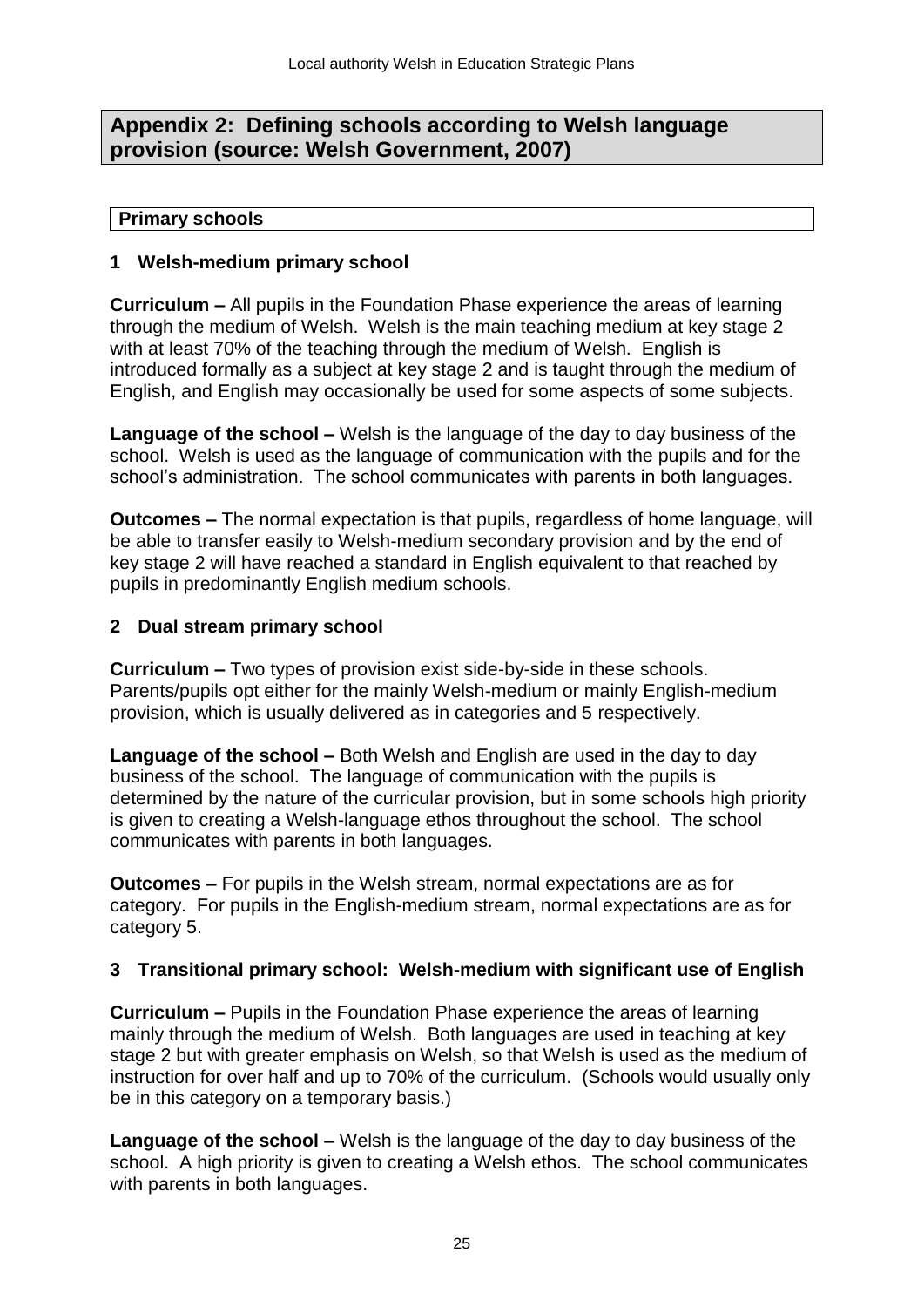## Appendix 2: Defining schools according to Welsh language provision (source: Welsh Government, 2007)

### Primary schools

#### 1 Welsh-medium primary school

**Curriculum –** All pupils in the Foundation Phase experience the areas of learning through the medium of Welsh. Welsh is the main teaching medium at key stage 2 with at least 70% of the teaching through the medium of Welsh. English is introduced formally as a subject at key stage 2 and is taught through the medium of English, and English may occasionally be used for some aspects of some subjects.

**Language of the school –** Welsh is the language of the day to day business of the school. Welsh is used as the language of communication with the pupils and for the school's administration. The school communicates with parents in both languages.

**Outcomes –** The normal expectation is that pupils, regardless of home language, will be able to transfer easily to Welsh-medium secondary provision and by the end of key stage 2 will have reached a standard in English equivalent to that reached by pupils in predominantly English medium schools.

#### 2 Dual stream primary school

**Curriculum –** Two types of provision exist side-by-side in these schools. Parents/pupils opt either for the mainly Welsh-medium or mainly English-medium provision, which is usually delivered as in categories and 5 respectively.

**Language of the school –** Both Welsh and English are used in the day to day business of the school. The language of communication with the pupils is determined by the nature of the curricular provision, but in some schools high priority is given to creating a Welsh-language ethos throughout the school. The school communicates with parents in both languages.

**Outcomes –** For pupils in the Welsh stream, normal expectations are as for category. For pupils in the English-medium stream, normal expectations are as for category 5.

#### 3 Transitional primary school: Welsh-medium with significant use of English

**Curriculum –** Pupils in the Foundation Phase experience the areas of learning mainly through the medium of Welsh. Both languages are used in teaching at key stage 2 but with greater emphasis on Welsh, so that Welsh is used as the medium of instruction for over half and up to 70% of the curriculum. (Schools would usually only be in this category on a temporary basis.)

**Language of the school –** Welsh is the language of the day to day business of the school. A high priority is given to creating a Welsh ethos. The school communicates with parents in both languages.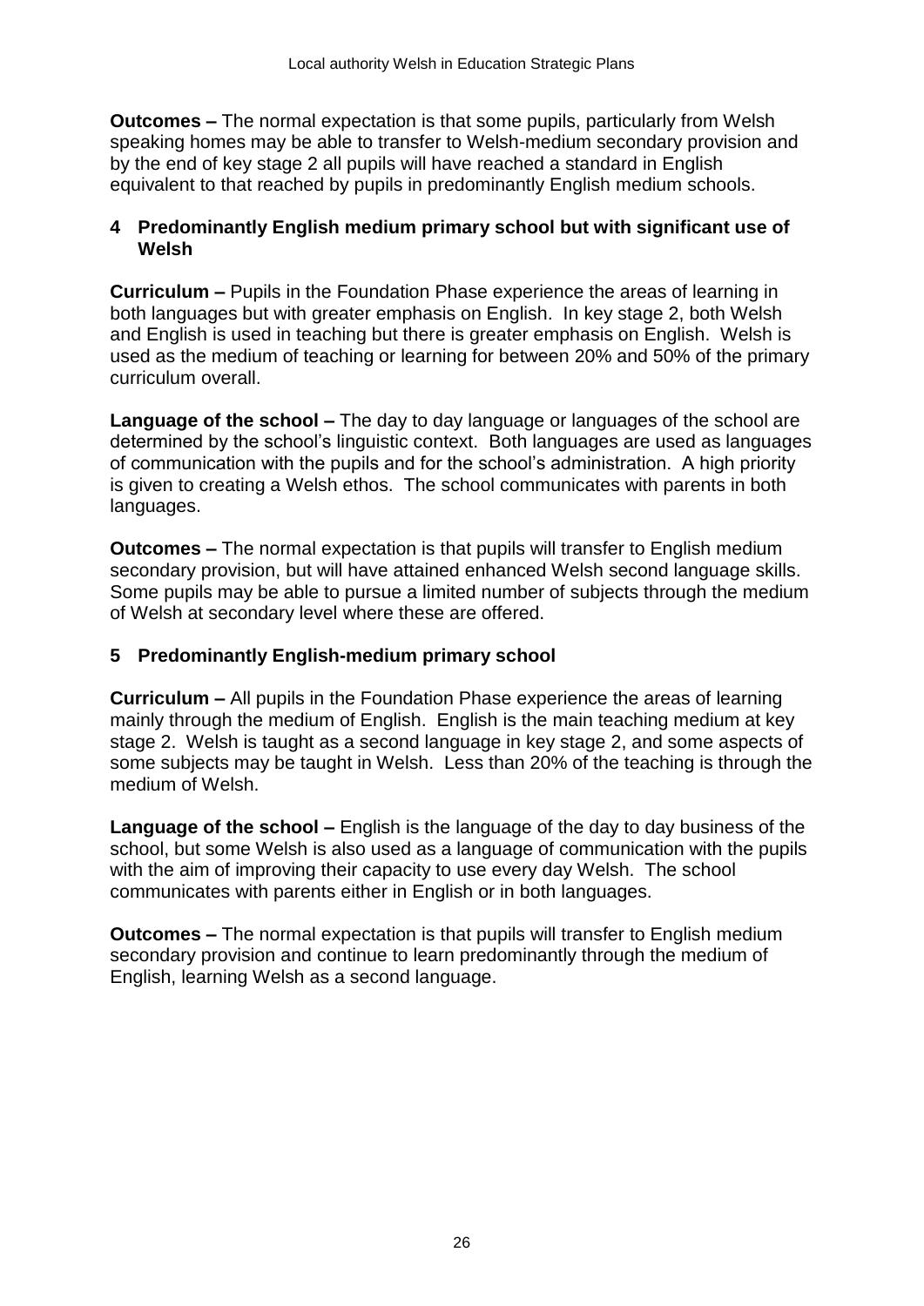**Outcomes –** The normal expectation is that some pupils, particularly from Welsh speaking homes may be able to transfer to Welsh-medium secondary provision and by the end of key stage 2 all pupils will have reached a standard in English equivalent to that reached by pupils in predominantly English medium schools.

## 4 Predominantly English medium primary school but with significant use of Welsh

**Curriculum –** Pupils in the Foundation Phase experience the areas of learning in both languages but with greater emphasis on English. In key stage 2, both Welsh and English is used in teaching but there is greater emphasis on English. Welsh is used as the medium of teaching or learning for between 20% and 50% of the primary curriculum overall.

**Language of the school –** The day to day language or languages of the school are determined by the school's linguistic context. Both languages are used as languages of communication with the pupils and for the school's administration. A high priority is given to creating a Welsh ethos. The school communicates with parents in both languages.

**Outcomes –** The normal expectation is that pupils will transfer to English medium secondary provision, but will have attained enhanced Welsh second language skills. Some pupils may be able to pursue a limited number of subjects through the medium of Welsh at secondary level where these are offered.

## 5 Predominantly English-medium primary school

**Curriculum –** All pupils in the Foundation Phase experience the areas of learning mainly through the medium of English. English is the main teaching medium at key stage 2. Welsh is taught as a second language in key stage 2, and some aspects of some subjects may be taught in Welsh. Less than 20% of the teaching is through the medium of Welsh.

**Language of the school –** English is the language of the day to day business of the school, but some Welsh is also used as a language of communication with the pupils with the aim of improving their capacity to use every day Welsh. The school communicates with parents either in English or in both languages.

**Outcomes –** The normal expectation is that pupils will transfer to English medium secondary provision and continue to learn predominantly through the medium of English, learning Welsh as a second language.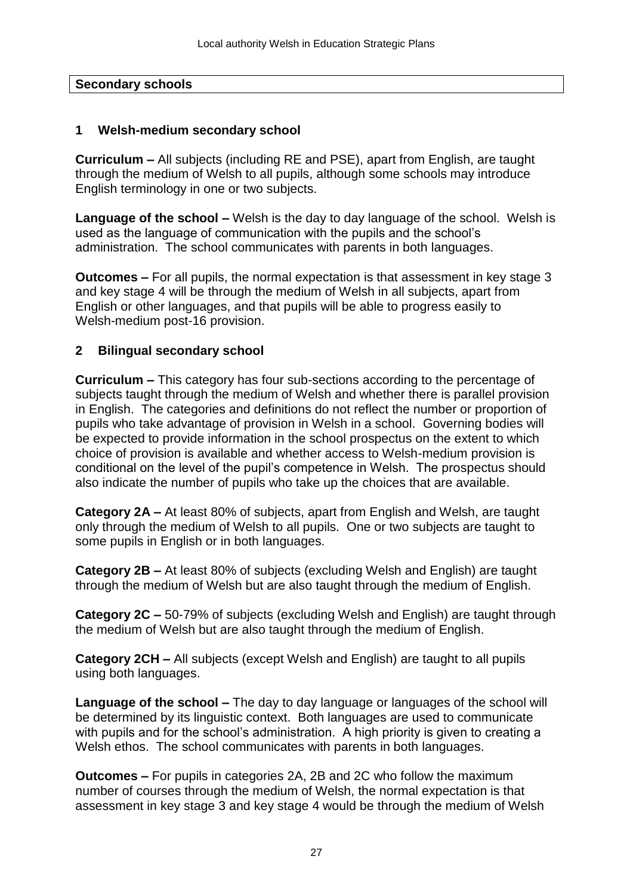## Secondary schools

### 1 Welsh-medium secondary school

**Curriculum –** All subjects (including RE and PSE), apart from English, are taught through the medium of Welsh to all pupils, although some schools may introduce English terminology in one or two subjects.

**Language of the school –** Welsh is the day to day language of the school. Welsh is used as the language of communication with the pupils and the school's administration. The school communicates with parents in both languages.

**Outcomes –** For all pupils, the normal expectation is that assessment in key stage 3 and key stage 4 will be through the medium of Welsh in all subjects, apart from English or other languages, and that pupils will be able to progress easily to Welsh-medium post-16 provision.

### 2 Bilingual secondary school

**Curriculum –** This category has four sub-sections according to the percentage of subjects taught through the medium of Welsh and whether there is parallel provision in English. The categories and definitions do not reflect the number or proportion of pupils who take advantage of provision in Welsh in a school. Governing bodies will be expected to provide information in the school prospectus on the extent to which choice of provision is available and whether access to Welsh-medium provision is conditional on the level of the pupil's competence in Welsh. The prospectus should also indicate the number of pupils who take up the choices that are available.

**Category 2A –** At least 80% of subjects, apart from English and Welsh, are taught only through the medium of Welsh to all pupils. One or two subjects are taught to some pupils in English or in both languages.

**Category 2B –** At least 80% of subjects (excluding Welsh and English) are taught through the medium of Welsh but are also taught through the medium of English.

**Category 2C –** 50-79% of subjects (excluding Welsh and English) are taught through the medium of Welsh but are also taught through the medium of English.

**Category 2CH –** All subjects (except Welsh and English) are taught to all pupils using both languages.

**Language of the school –** The day to day language or languages of the school will be determined by its linguistic context. Both languages are used to communicate with pupils and for the school's administration. A high priority is given to creating a Welsh ethos. The school communicates with parents in both languages.

**Outcomes –** For pupils in categories 2A, 2B and 2C who follow the maximum number of courses through the medium of Welsh, the normal expectation is that assessment in key stage 3 and key stage 4 would be through the medium of Welsh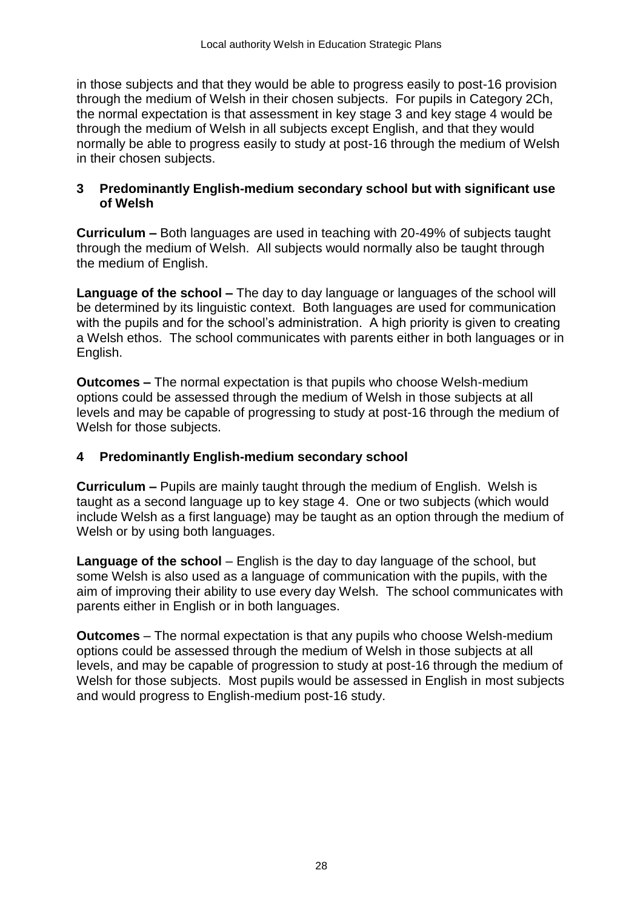in those subjects and that they would be able to progress easily to post-16 provision through the medium of Welsh in their chosen subjects. For pupils in Category 2Ch, the normal expectation is that assessment in key stage 3 and key stage 4 would be through the medium of Welsh in all subjects except English, and that they would normally be able to progress easily to study at post-16 through the medium of Welsh in their chosen subjects.

### 3 Predominantly English-medium secondary school but with significant use of Welsh

**Curriculum –** Both languages are used in teaching with 20-49% of subjects taught through the medium of Welsh. All subjects would normally also be taught through the medium of English.

**Language of the school –** The day to day language or languages of the school will be determined by its linguistic context. Both languages are used for communication with the pupils and for the school's administration. A high priority is given to creating a Welsh ethos. The school communicates with parents either in both languages or in English.

**Outcomes –** The normal expectation is that pupils who choose Welsh-medium options could be assessed through the medium of Welsh in those subjects at all levels and may be capable of progressing to study at post-16 through the medium of Welsh for those subjects.

### 4 Predominantly English-medium secondary school

**Curriculum –** Pupils are mainly taught through the medium of English. Welsh is taught as a second language up to key stage 4. One or two subjects (which would include Welsh as a first language) may be taught as an option through the medium of Welsh or by using both languages.

**Language of the school** – English is the day to day language of the school, but some Welsh is also used as a language of communication with the pupils, with the aim of improving their ability to use every day Welsh. The school communicates with parents either in English or in both languages.

**Outcomes** – The normal expectation is that any pupils who choose Welsh-medium options could be assessed through the medium of Welsh in those subjects at all levels, and may be capable of progression to study at post-16 through the medium of Welsh for those subjects. Most pupils would be assessed in English in most subjects and would progress to English-medium post-16 study.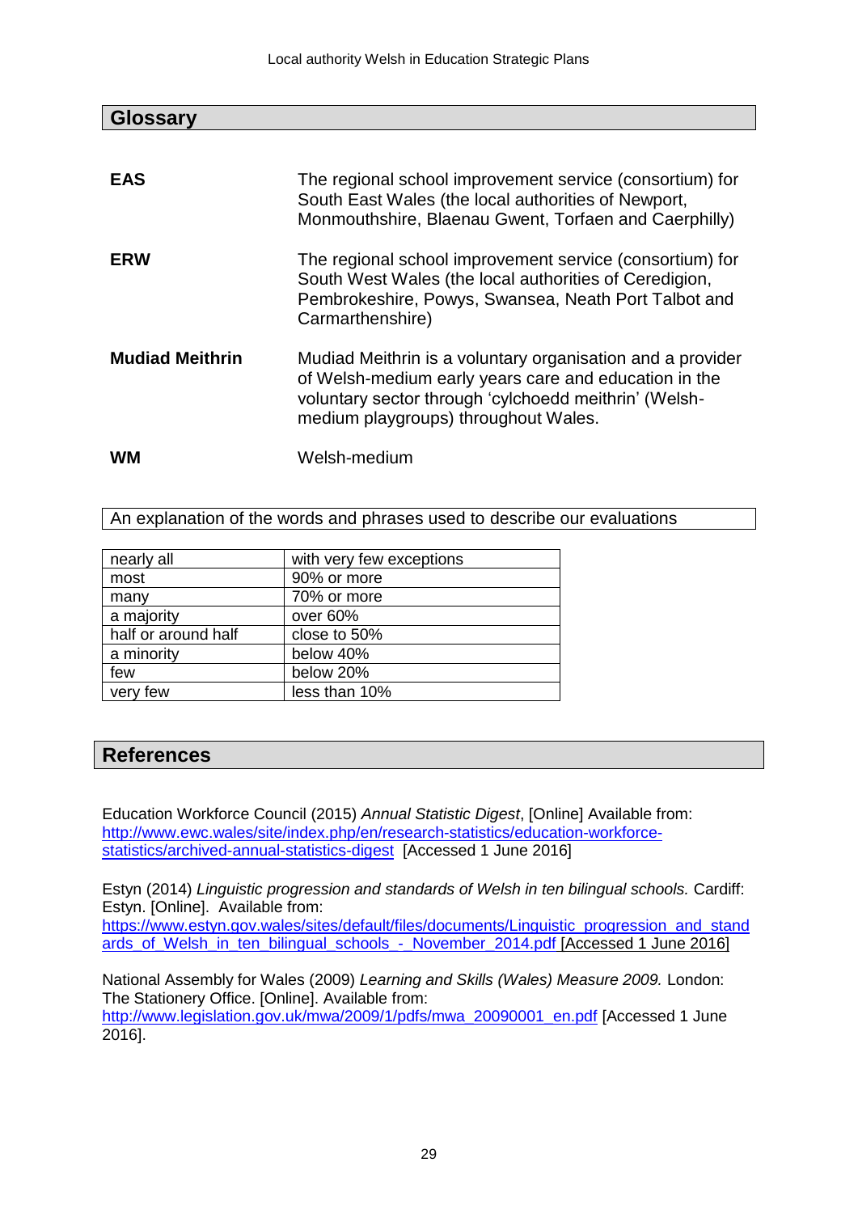## Glossary

**EAS** The regional school improvement service (consortium) for South East Wales (the local authorities of Newport, Monmouthshire, Blaenau Gwent, Torfaen and Caerphilly)

**ERW** The regional school improvement service (consortium) for South West Wales (the local authorities of Ceredigion, Pembrokeshire, Powys, Swansea, Neath Port Talbot and Carmarthenshire)

**Mudiad Meithrin** Mudiad Meithrin is a voluntary organisation and a provider of Welsh-medium early years care and education in the voluntary sector through 'cylchoedd meithrin' (Welsh-medium playgroups) throughout Wales.

**WM** Welsh-medium

An explanation of the words and phrases used to describe our evaluations

| | |
|---|---|
| nearly all | with very few exceptions |
| most | 90% or more |
| many | 70% or more |
| a majority | over 60% |
| half or around half | close to 50% |
| a minority | below 40% |
| few | below 20% |
| very few | less than 10% |

## References

Education Workforce Council (2015) *Annual Statistic Digest*, [Online] Available from: http://www.ewc.wales/site/index.php/en/research-statistics/education-workforce-statistics/archived-annual-statistics-digest [Accessed 1 June 2016]

Estyn (2014) *Linguistic progression and standards of Welsh in ten bilingual schools.* Cardiff: Estyn. [Online]. Available from: https://www.estyn.gov.wales/sites/default/files/documents/Linguistic_progression_and_standards_of_Welsh_in_ten_bilingual_schools_-_November_2014.pdf [Accessed 1 June 2016]

National Assembly for Wales (2009) *Learning and Skills (Wales) Measure 2009.* London: The Stationery Office. [Online]. Available from: http://www.legislation.gov.uk/mwa/2009/1/pdfs/mwa_20090001_en.pdf [Accessed 1 June 2016].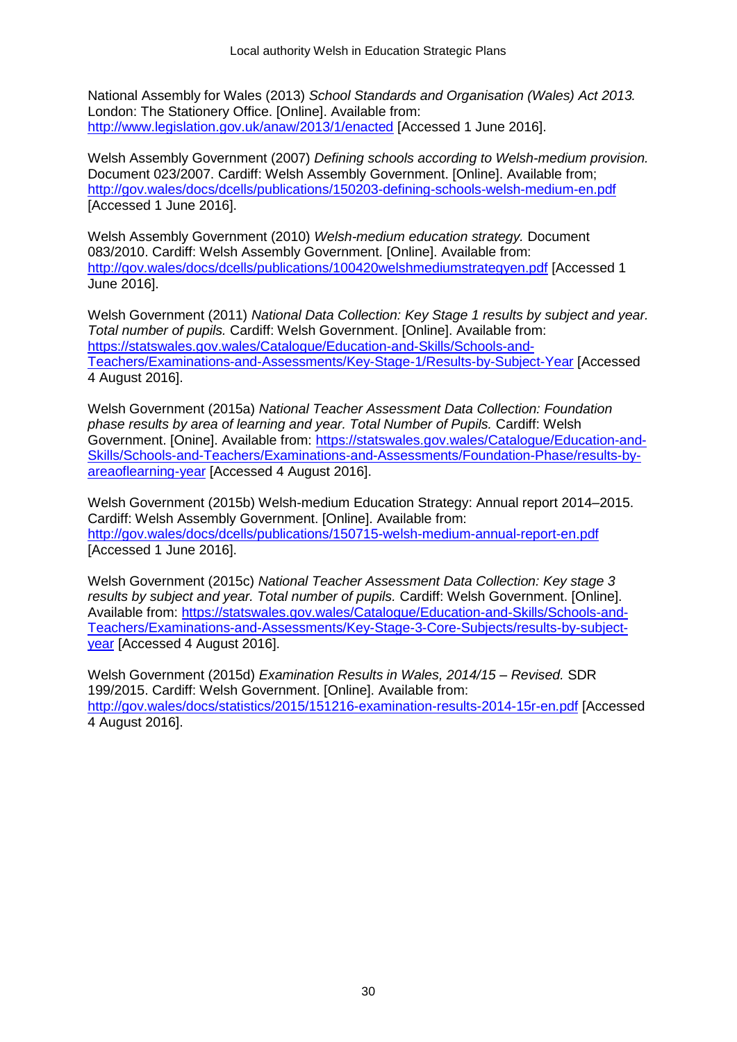National Assembly for Wales (2013) *School Standards and Organisation (Wales) Act 2013.* London: The Stationery Office. [Online]. Available from: http://www.legislation.gov.uk/anaw/2013/1/enacted [Accessed 1 June 2016].

Welsh Assembly Government (2007) *Defining schools according to Welsh-medium provision.* Document 023/2007. Cardiff: Welsh Assembly Government. [Online]. Available from; http://gov.wales/docs/dcells/publications/150203-defining-schools-welsh-medium-en.pdf [Accessed 1 June 2016].

Welsh Assembly Government (2010) *Welsh-medium education strategy.* Document 083/2010. Cardiff: Welsh Assembly Government. [Online]. Available from: http://gov.wales/docs/dcells/publications/100420welshmediumstrategyen.pdf [Accessed 1 June 2016].

Welsh Government (2011) *National Data Collection: Key Stage 1 results by subject and year. Total number of pupils.* Cardiff: Welsh Government. [Online]. Available from: https://statswales.gov.wales/Catalogue/Education-and-Skills/Schools-and-Teachers/Examinations-and-Assessments/Key-Stage-1/Results-by-Subject-Year [Accessed 4 August 2016].

Welsh Government (2015a) *National Teacher Assessment Data Collection: Foundation phase results by area of learning and year. Total Number of Pupils.* Cardiff: Welsh Government. [Onine]. Available from: https://statswales.gov.wales/Catalogue/Education-and-Skills/Schools-and-Teachers/Examinations-and-Assessments/Foundation-Phase/results-by-areaoflearning-year [Accessed 4 August 2016].

Welsh Government (2015b) Welsh-medium Education Strategy: Annual report 2014–2015. Cardiff: Welsh Assembly Government. [Online]. Available from: http://gov.wales/docs/dcells/publications/150715-welsh-medium-annual-report-en.pdf [Accessed 1 June 2016].

Welsh Government (2015c) *National Teacher Assessment Data Collection: Key stage 3 results by subject and year. Total number of pupils.* Cardiff: Welsh Government. [Online]. Available from: https://statswales.gov.wales/Catalogue/Education-and-Skills/Schools-and-Teachers/Examinations-and-Assessments/Key-Stage-3-Core-Subjects/results-by-subject-year [Accessed 4 August 2016].

Welsh Government (2015d) *Examination Results in Wales, 2014/15 – Revised.* SDR 199/2015. Cardiff: Welsh Government. [Online]. Available from: http://gov.wales/docs/statistics/2015/151216-examination-results-2014-15r-en.pdf [Accessed 4 August 2016].